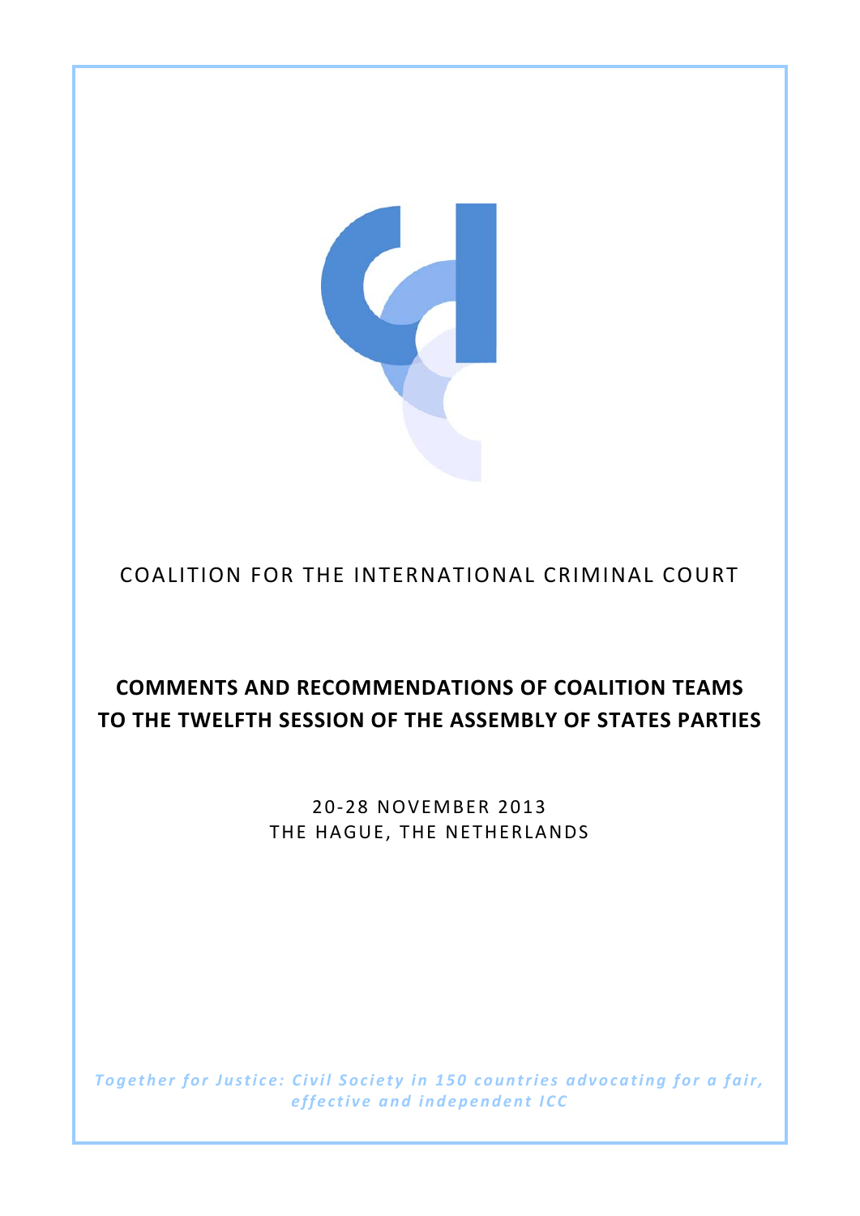COALITION FOR THE INTERNATIONAL CRIMINAL COURT

# COMMENTS AND RECOMMENDATIONS OF COALITION TEAMS TO THE TWELFTH SESSION OF THE ASSEMBLY OF STATES PARTIES

20-28 NOVEMBER 2013
THE HAGUE, THE NETHERLANDS

*Together for Justice: Civil Society in 150 countries advocating for a fair, effective and independent ICC*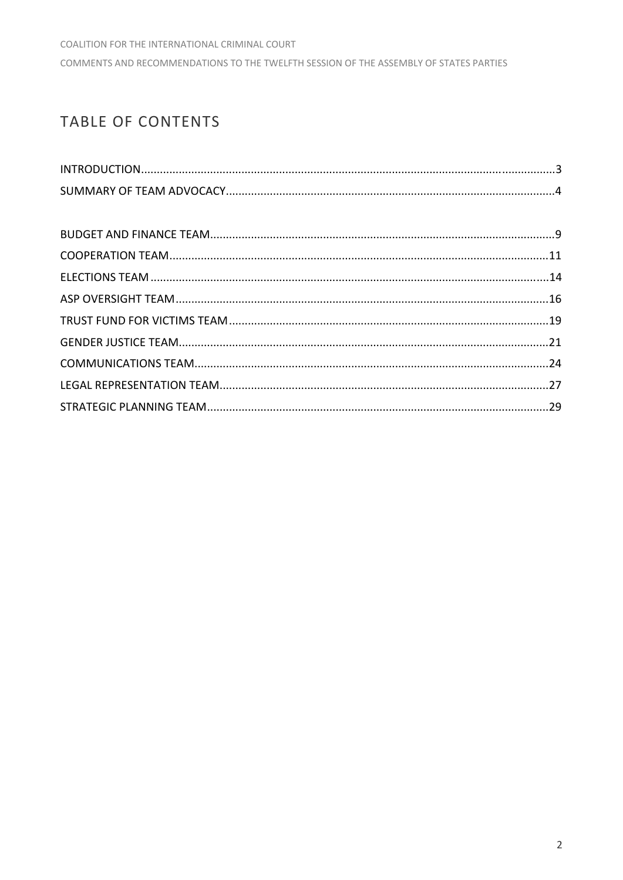# TABLE OF CONTENTS

INTRODUCTION....................3

SUMMARY OF TEAM ADVOCACY....................4

BUDGET AND FINANCE TEAM....................9

COOPERATION TEAM....................11

ELECTIONS TEAM....................14

ASP OVERSIGHT TEAM....................16

TRUST FUND FOR VICTIMS TEAM....................19

GENDER JUSTICE TEAM....................21

COMMUNICATIONS TEAM....................24

LEGAL REPRESENTATION TEAM....................27

STRATEGIC PLANNING TEAM....................29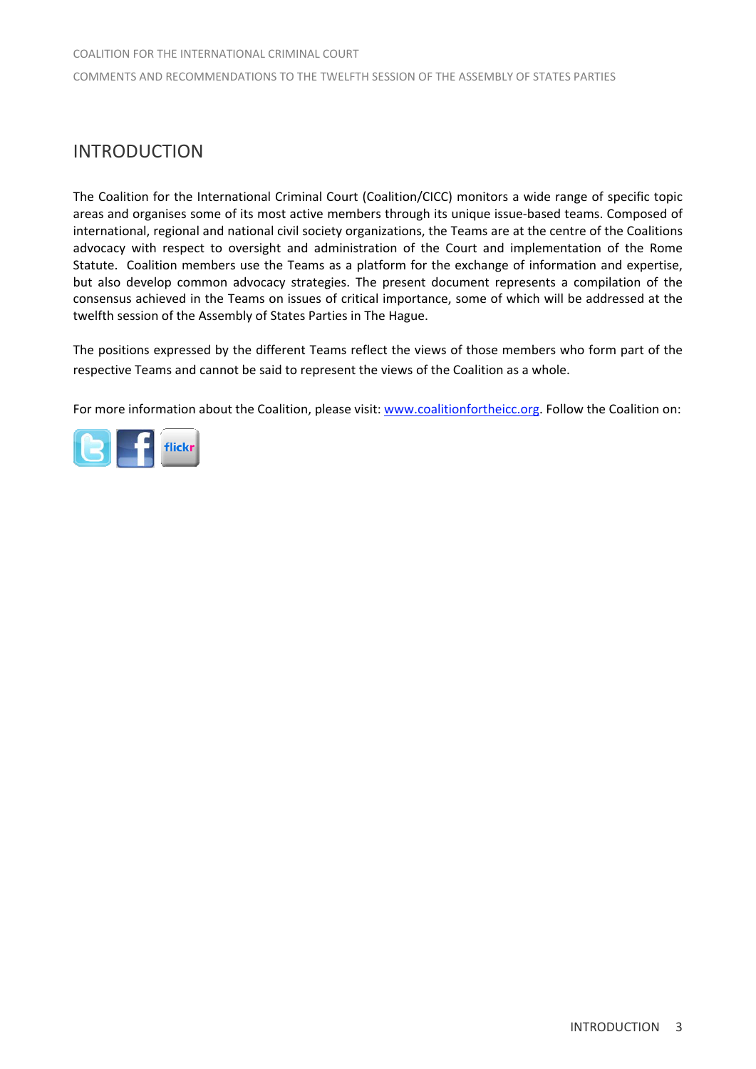# INTRODUCTION

The Coalition for the International Criminal Court (Coalition/CICC) monitors a wide range of specific topic areas and organises some of its most active members through its unique issue-based teams. Composed of international, regional and national civil society organizations, the Teams are at the centre of the Coalitions advocacy with respect to oversight and administration of the Court and implementation of the Rome Statute. Coalition members use the Teams as a platform for the exchange of information and expertise, but also develop common advocacy strategies. The present document represents a compilation of the consensus achieved in the Teams on issues of critical importance, some of which will be addressed at the twelfth session of the Assembly of States Parties in The Hague.

The positions expressed by the different Teams reflect the views of those members who form part of the respective Teams and cannot be said to represent the views of the Coalition as a whole.

For more information about the Coalition, please visit: www.coalitionfortheicc.org. Follow the Coalition on: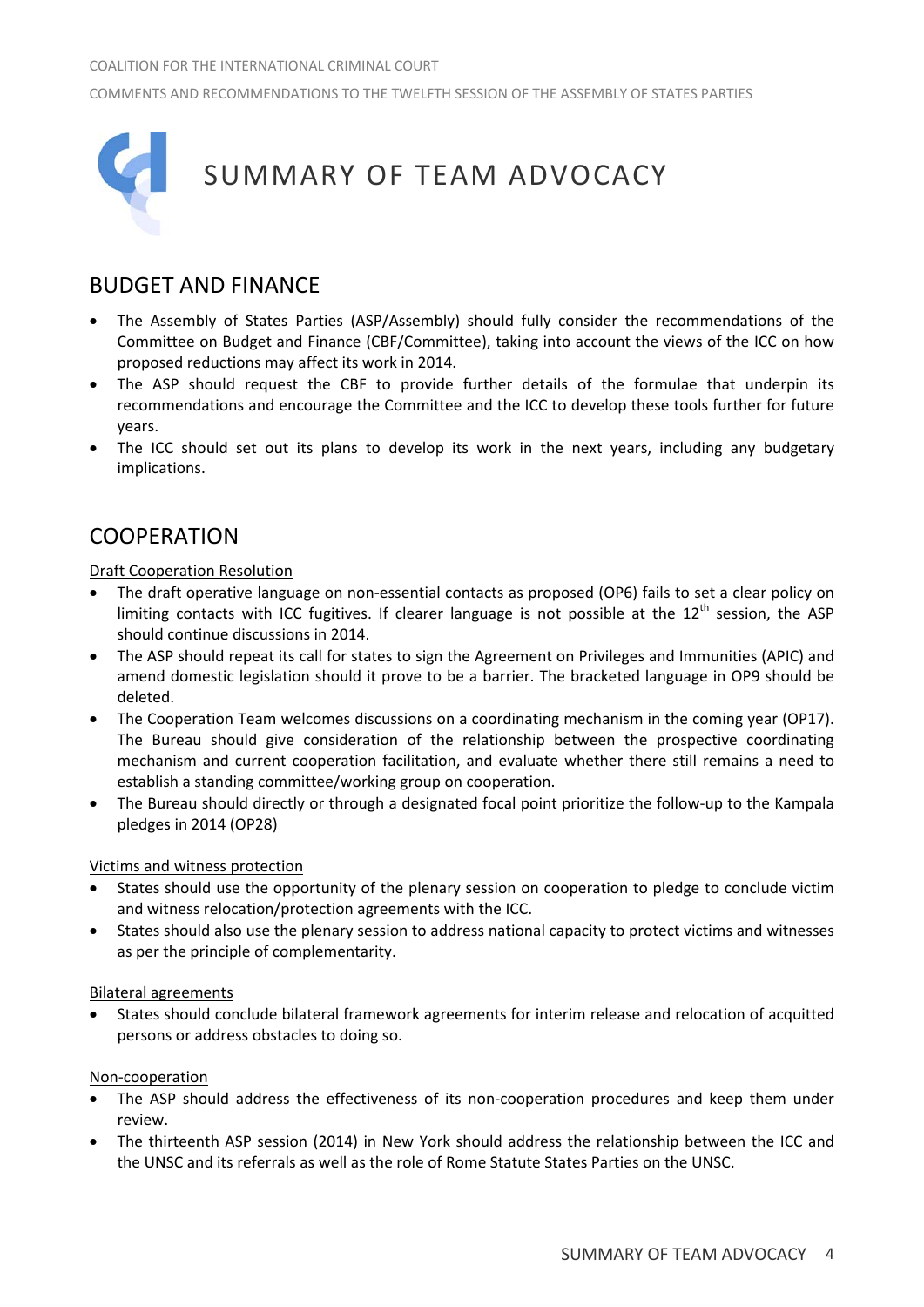# SUMMARY OF TEAM ADVOCACY

## BUDGET AND FINANCE

- The Assembly of States Parties (ASP/Assembly) should fully consider the recommendations of the Committee on Budget and Finance (CBF/Committee), taking into account the views of the ICC on how proposed reductions may affect its work in 2014.
- The ASP should request the CBF to provide further details of the formulae that underpin its recommendations and encourage the Committee and the ICC to develop these tools further for future years.
- The ICC should set out its plans to develop its work in the next years, including any budgetary implications.

## COOPERATION

Draft Cooperation Resolution

- The draft operative language on non-essential contacts as proposed (OP6) fails to set a clear policy on limiting contacts with ICC fugitives. If clearer language is not possible at the 12th session, the ASP should continue discussions in 2014.
- The ASP should repeat its call for states to sign the Agreement on Privileges and Immunities (APIC) and amend domestic legislation should it prove to be a barrier. The bracketed language in OP9 should be deleted.
- The Cooperation Team welcomes discussions on a coordinating mechanism in the coming year (OP17). The Bureau should give consideration of the relationship between the prospective coordinating mechanism and current cooperation facilitation, and evaluate whether there still remains a need to establish a standing committee/working group on cooperation.
- The Bureau should directly or through a designated focal point prioritize the follow-up to the Kampala pledges in 2014 (OP28)

Victims and witness protection

- States should use the opportunity of the plenary session on cooperation to pledge to conclude victim and witness relocation/protection agreements with the ICC.
- States should also use the plenary session to address national capacity to protect victims and witnesses as per the principle of complementarity.

Bilateral agreements

- States should conclude bilateral framework agreements for interim release and relocation of acquitted persons or address obstacles to doing so.

Non-cooperation

- The ASP should address the effectiveness of its non-cooperation procedures and keep them under review.
- The thirteenth ASP session (2014) in New York should address the relationship between the ICC and the UNSC and its referrals as well as the role of Rome Statute States Parties on the UNSC.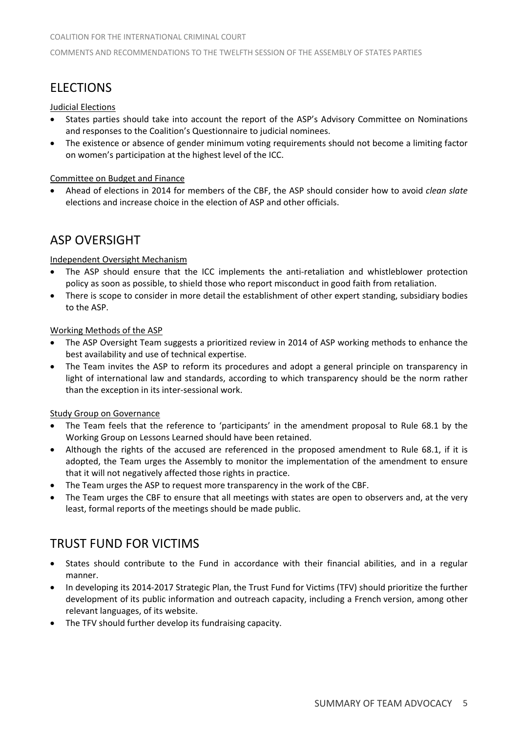## ELECTIONS

Judicial Elections

- States parties should take into account the report of the ASP's Advisory Committee on Nominations and responses to the Coalition's Questionnaire to judicial nominees.
- The existence or absence of gender minimum voting requirements should not become a limiting factor on women's participation at the highest level of the ICC.

Committee on Budget and Finance

- Ahead of elections in 2014 for members of the CBF, the ASP should consider how to avoid *clean slate* elections and increase choice in the election of ASP and other officials.

## ASP OVERSIGHT

Independent Oversight Mechanism

- The ASP should ensure that the ICC implements the anti-retaliation and whistleblower protection policy as soon as possible, to shield those who report misconduct in good faith from retaliation.
- There is scope to consider in more detail the establishment of other expert standing, subsidiary bodies to the ASP.

Working Methods of the ASP

- The ASP Oversight Team suggests a prioritized review in 2014 of ASP working methods to enhance the best availability and use of technical expertise.
- The Team invites the ASP to reform its procedures and adopt a general principle on transparency in light of international law and standards, according to which transparency should be the norm rather than the exception in its inter-sessional work.

Study Group on Governance

- The Team feels that the reference to 'participants' in the amendment proposal to Rule 68.1 by the Working Group on Lessons Learned should have been retained.
- Although the rights of the accused are referenced in the proposed amendment to Rule 68.1, if it is adopted, the Team urges the Assembly to monitor the implementation of the amendment to ensure that it will not negatively affected those rights in practice.
- The Team urges the ASP to request more transparency in the work of the CBF.
- The Team urges the CBF to ensure that all meetings with states are open to observers and, at the very least, formal reports of the meetings should be made public.

## TRUST FUND FOR VICTIMS

- States should contribute to the Fund in accordance with their financial abilities, and in a regular manner.
- In developing its 2014-2017 Strategic Plan, the Trust Fund for Victims (TFV) should prioritize the further development of its public information and outreach capacity, including a French version, among other relevant languages, of its website.
- The TFV should further develop its fundraising capacity.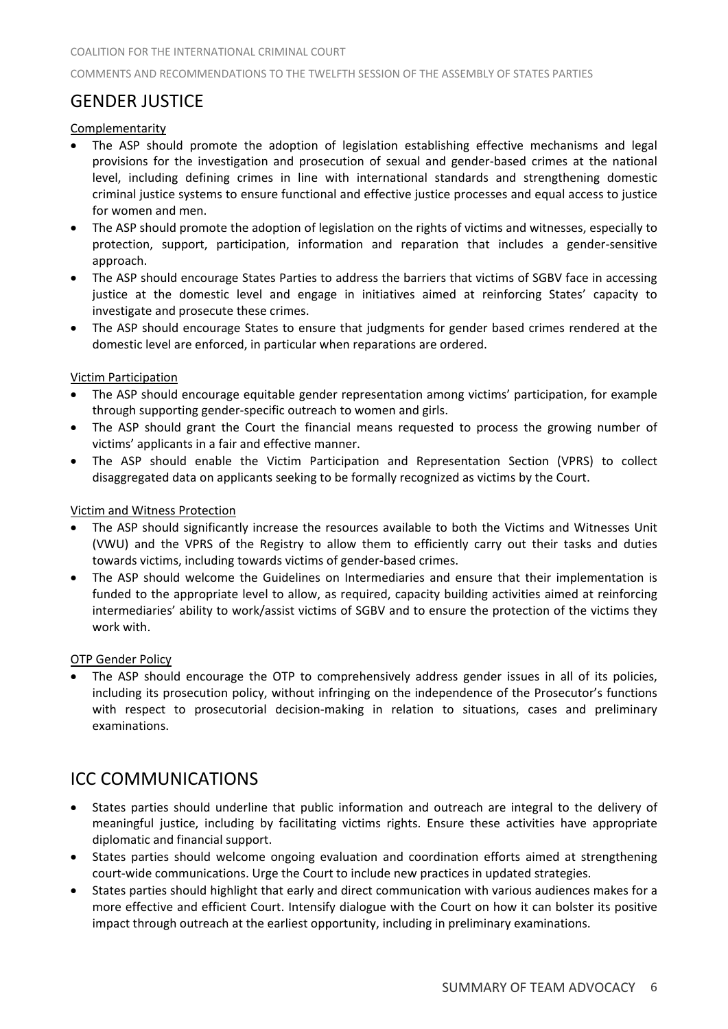## GENDER JUSTICE

Complementarity

- The ASP should promote the adoption of legislation establishing effective mechanisms and legal provisions for the investigation and prosecution of sexual and gender-based crimes at the national level, including defining crimes in line with international standards and strengthening domestic criminal justice systems to ensure functional and effective justice processes and equal access to justice for women and men.
- The ASP should promote the adoption of legislation on the rights of victims and witnesses, especially to protection, support, participation, information and reparation that includes a gender-sensitive approach.
- The ASP should encourage States Parties to address the barriers that victims of SGBV face in accessing justice at the domestic level and engage in initiatives aimed at reinforcing States' capacity to investigate and prosecute these crimes.
- The ASP should encourage States to ensure that judgments for gender based crimes rendered at the domestic level are enforced, in particular when reparations are ordered.

Victim Participation

- The ASP should encourage equitable gender representation among victims' participation, for example through supporting gender-specific outreach to women and girls.
- The ASP should grant the Court the financial means requested to process the growing number of victims' applicants in a fair and effective manner.
- The ASP should enable the Victim Participation and Representation Section (VPRS) to collect disaggregated data on applicants seeking to be formally recognized as victims by the Court.

Victim and Witness Protection

- The ASP should significantly increase the resources available to both the Victims and Witnesses Unit (VWU) and the VPRS of the Registry to allow them to efficiently carry out their tasks and duties towards victims, including towards victims of gender-based crimes.
- The ASP should welcome the Guidelines on Intermediaries and ensure that their implementation is funded to the appropriate level to allow, as required, capacity building activities aimed at reinforcing intermediaries' ability to work/assist victims of SGBV and to ensure the protection of the victims they work with.

OTP Gender Policy

- The ASP should encourage the OTP to comprehensively address gender issues in all of its policies, including its prosecution policy, without infringing on the independence of the Prosecutor's functions with respect to prosecutorial decision-making in relation to situations, cases and preliminary examinations.

## ICC COMMUNICATIONS

- States parties should underline that public information and outreach are integral to the delivery of meaningful justice, including by facilitating victims rights. Ensure these activities have appropriate diplomatic and financial support.
- States parties should welcome ongoing evaluation and coordination efforts aimed at strengthening court-wide communications. Urge the Court to include new practices in updated strategies.
- States parties should highlight that early and direct communication with various audiences makes for a more effective and efficient Court. Intensify dialogue with the Court on how it can bolster its positive impact through outreach at the earliest opportunity, including in preliminary examinations.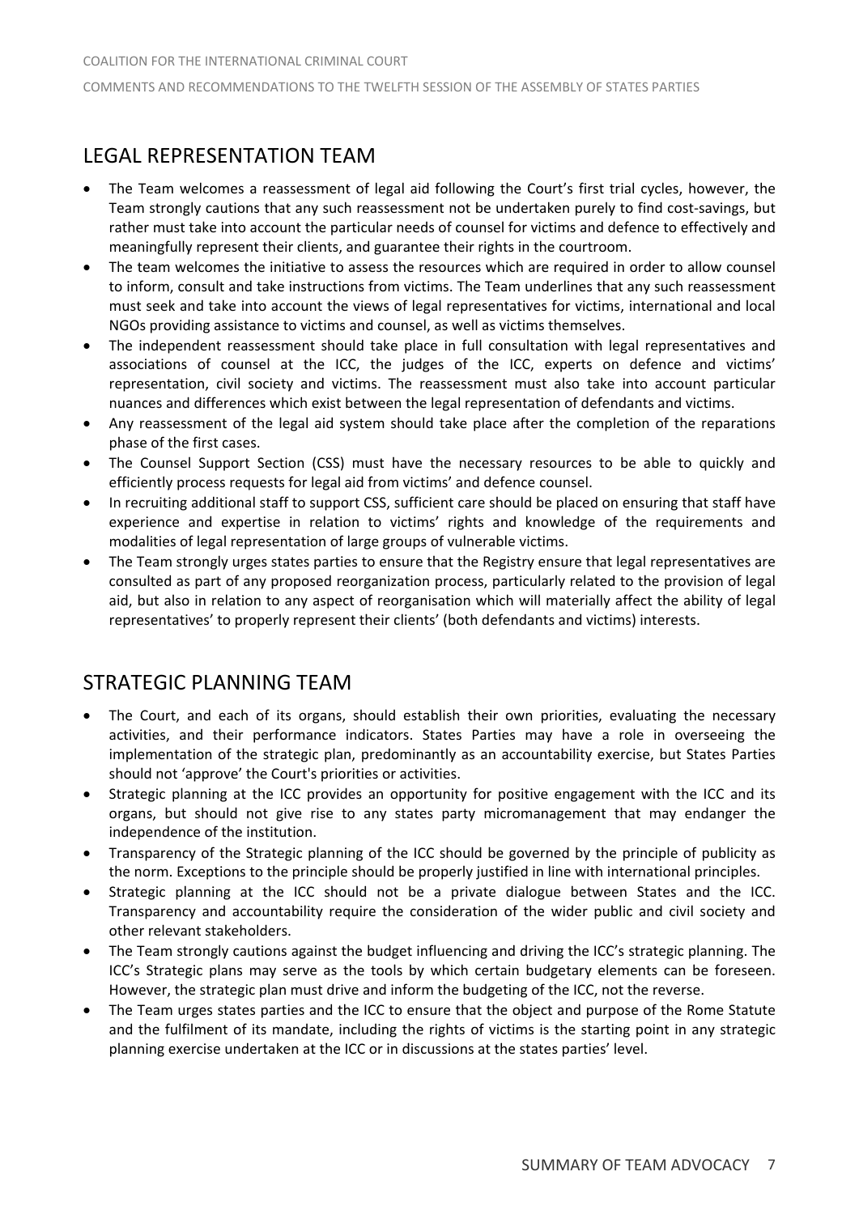## LEGAL REPRESENTATION TEAM

- The Team welcomes a reassessment of legal aid following the Court's first trial cycles, however, the Team strongly cautions that any such reassessment not be undertaken purely to find cost-savings, but rather must take into account the particular needs of counsel for victims and defence to effectively and meaningfully represent their clients, and guarantee their rights in the courtroom.
- The team welcomes the initiative to assess the resources which are required in order to allow counsel to inform, consult and take instructions from victims. The Team underlines that any such reassessment must seek and take into account the views of legal representatives for victims, international and local NGOs providing assistance to victims and counsel, as well as victims themselves.
- The independent reassessment should take place in full consultation with legal representatives and associations of counsel at the ICC, the judges of the ICC, experts on defence and victims' representation, civil society and victims. The reassessment must also take into account particular nuances and differences which exist between the legal representation of defendants and victims.
- Any reassessment of the legal aid system should take place after the completion of the reparations phase of the first cases.
- The Counsel Support Section (CSS) must have the necessary resources to be able to quickly and efficiently process requests for legal aid from victims' and defence counsel.
- In recruiting additional staff to support CSS, sufficient care should be placed on ensuring that staff have experience and expertise in relation to victims' rights and knowledge of the requirements and modalities of legal representation of large groups of vulnerable victims.
- The Team strongly urges states parties to ensure that the Registry ensure that legal representatives are consulted as part of any proposed reorganization process, particularly related to the provision of legal aid, but also in relation to any aspect of reorganisation which will materially affect the ability of legal representatives' to properly represent their clients' (both defendants and victims) interests.

## STRATEGIC PLANNING TEAM

- The Court, and each of its organs, should establish their own priorities, evaluating the necessary activities, and their performance indicators. States Parties may have a role in overseeing the implementation of the strategic plan, predominantly as an accountability exercise, but States Parties should not 'approve' the Court's priorities or activities.
- Strategic planning at the ICC provides an opportunity for positive engagement with the ICC and its organs, but should not give rise to any states party micromanagement that may endanger the independence of the institution.
- Transparency of the Strategic planning of the ICC should be governed by the principle of publicity as the norm. Exceptions to the principle should be properly justified in line with international principles.
- Strategic planning at the ICC should not be a private dialogue between States and the ICC. Transparency and accountability require the consideration of the wider public and civil society and other relevant stakeholders.
- The Team strongly cautions against the budget influencing and driving the ICC's strategic planning. The ICC's Strategic plans may serve as the tools by which certain budgetary elements can be foreseen. However, the strategic plan must drive and inform the budgeting of the ICC, not the reverse.
- The Team urges states parties and the ICC to ensure that the object and purpose of the Rome Statute and the fulfilment of its mandate, including the rights of victims is the starting point in any strategic planning exercise undertaken at the ICC or in discussions at the states parties' level.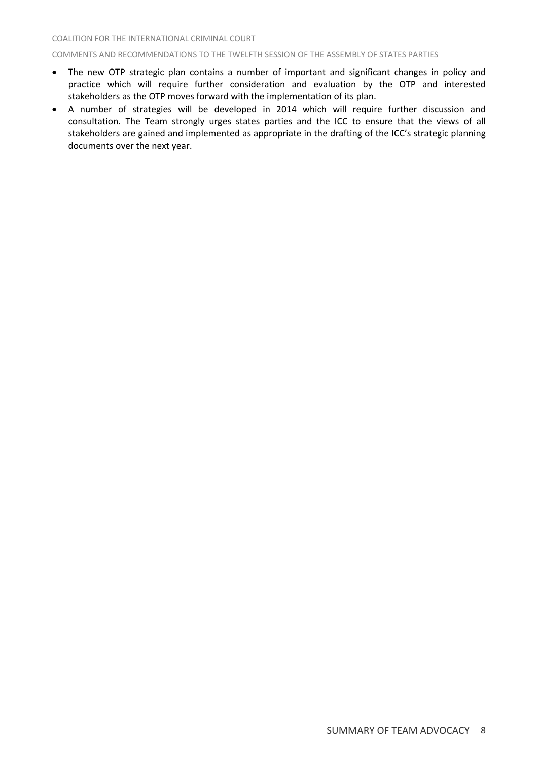- The new OTP strategic plan contains a number of important and significant changes in policy and practice which will require further consideration and evaluation by the OTP and interested stakeholders as the OTP moves forward with the implementation of its plan.
- A number of strategies will be developed in 2014 which will require further discussion and consultation. The Team strongly urges states parties and the ICC to ensure that the views of all stakeholders are gained and implemented as appropriate in the drafting of the ICC's strategic planning documents over the next year.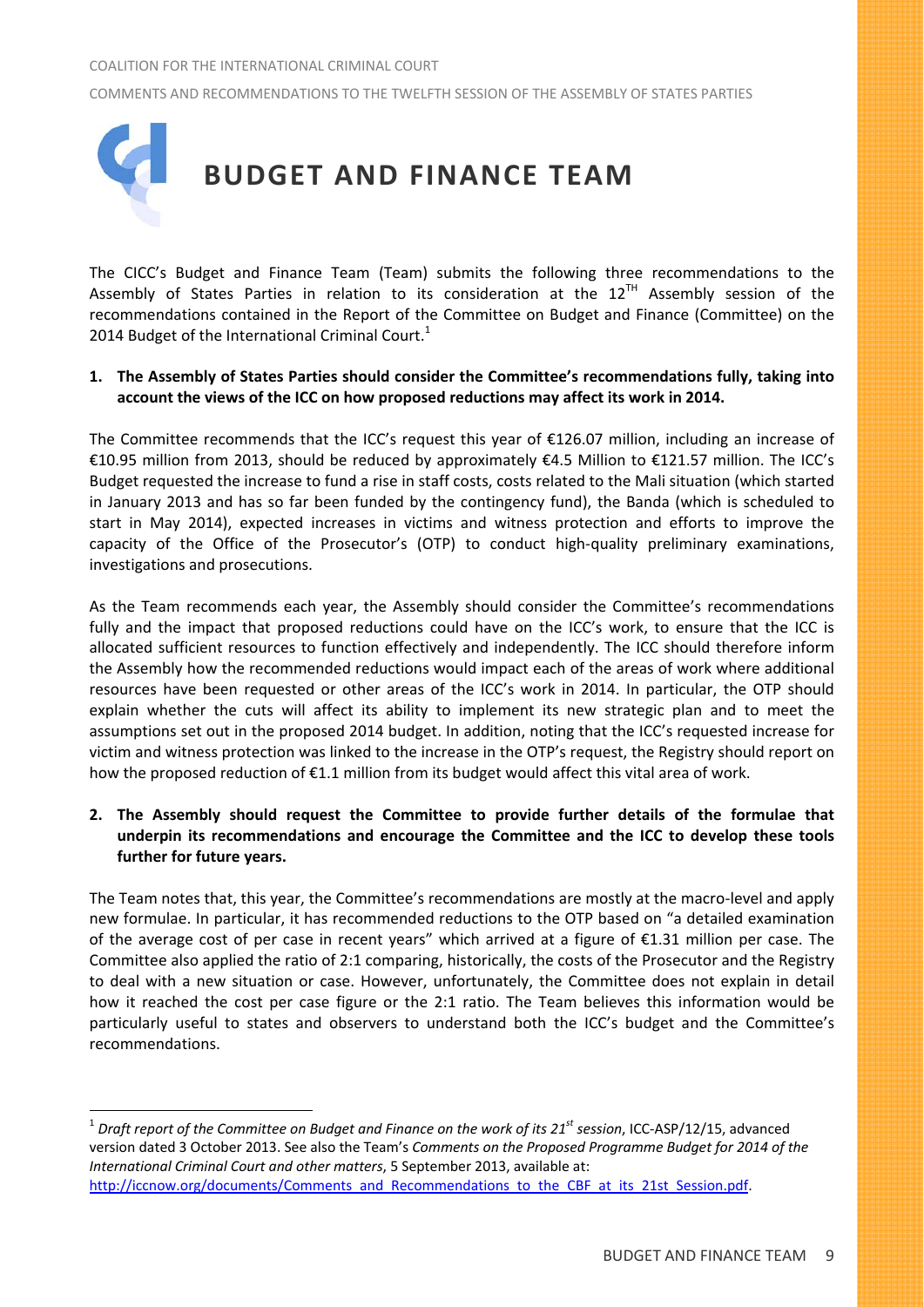# BUDGET AND FINANCE TEAM

The CICC's Budget and Finance Team (Team) submits the following three recommendations to the Assembly of States Parties in relation to its consideration at the 12[TH] Assembly session of the recommendations contained in the Report of the Committee on Budget and Finance (Committee) on the 2014 Budget of the International Criminal Court.[1]

**1. The Assembly of States Parties should consider the Committee's recommendations fully, taking into account the views of the ICC on how proposed reductions may affect its work in 2014.**

The Committee recommends that the ICC's request this year of €126.07 million, including an increase of €10.95 million from 2013, should be reduced by approximately €4.5 Million to €121.57 million. The ICC's Budget requested the increase to fund a rise in staff costs, costs related to the Mali situation (which started in January 2013 and has so far been funded by the contingency fund), the Banda (which is scheduled to start in May 2014), expected increases in victims and witness protection and efforts to improve the capacity of the Office of the Prosecutor's (OTP) to conduct high-quality preliminary examinations, investigations and prosecutions.

As the Team recommends each year, the Assembly should consider the Committee's recommendations fully and the impact that proposed reductions could have on the ICC's work, to ensure that the ICC is allocated sufficient resources to function effectively and independently. The ICC should therefore inform the Assembly how the recommended reductions would impact each of the areas of work where additional resources have been requested or other areas of the ICC's work in 2014. In particular, the OTP should explain whether the cuts will affect its ability to implement its new strategic plan and to meet the assumptions set out in the proposed 2014 budget. In addition, noting that the ICC's requested increase for victim and witness protection was linked to the increase in the OTP's request, the Registry should report on how the proposed reduction of €1.1 million from its budget would affect this vital area of work.

**2. The Assembly should request the Committee to provide further details of the formulae that underpin its recommendations and encourage the Committee and the ICC to develop these tools further for future years.**

The Team notes that, this year, the Committee's recommendations are mostly at the macro-level and apply new formulae. In particular, it has recommended reductions to the OTP based on "a detailed examination of the average cost of per case in recent years" which arrived at a figure of €1.31 million per case. The Committee also applied the ratio of 2:1 comparing, historically, the costs of the Prosecutor and the Registry to deal with a new situation or case. However, unfortunately, the Committee does not explain in detail how it reached the cost per case figure or the 2:1 ratio. The Team believes this information would be particularly useful to states and observers to understand both the ICC's budget and the Committee's recommendations.

---

[1] *Draft report of the Committee on Budget and Finance on the work of its 21[st] session*, ICC-ASP/12/15, advanced version dated 3 October 2013. See also the Team's *Comments on the Proposed Programme Budget for 2014 of the International Criminal Court and other matters*, 5 September 2013, available at: http://iccnow.org/documents/Comments_and_Recommendations_to_the_CBF_at_its_21st_Session.pdf.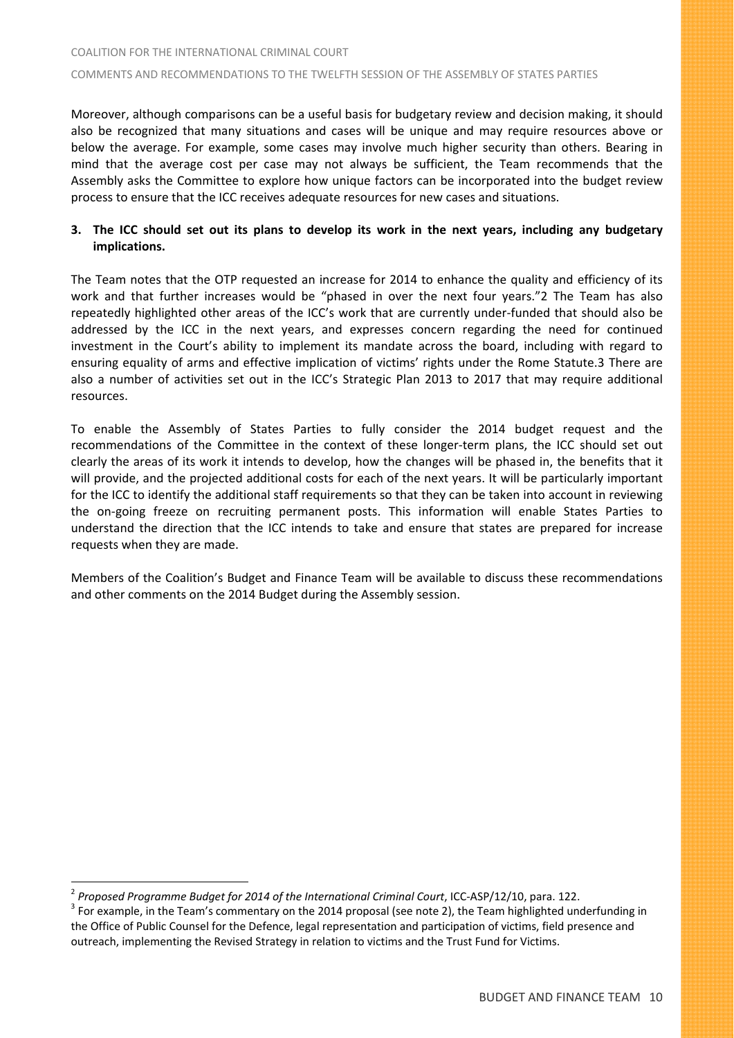Moreover, although comparisons can be a useful basis for budgetary review and decision making, it should also be recognized that many situations and cases will be unique and may require resources above or below the average. For example, some cases may involve much higher security than others. Bearing in mind that the average cost per case may not always be sufficient, the Team recommends that the Assembly asks the Committee to explore how unique factors can be incorporated into the budget review process to ensure that the ICC receives adequate resources for new cases and situations.

**3. The ICC should set out its plans to develop its work in the next years, including any budgetary implications.**

The Team notes that the OTP requested an increase for 2014 to enhance the quality and efficiency of its work and that further increases would be "phased in over the next four years."[2] The Team has also repeatedly highlighted other areas of the ICC's work that are currently under-funded that should also be addressed by the ICC in the next years, and expresses concern regarding the need for continued investment in the Court's ability to implement its mandate across the board, including with regard to ensuring equality of arms and effective implication of victims' rights under the Rome Statute.[3] There are also a number of activities set out in the ICC's Strategic Plan 2013 to 2017 that may require additional resources.

To enable the Assembly of States Parties to fully consider the 2014 budget request and the recommendations of the Committee in the context of these longer-term plans, the ICC should set out clearly the areas of its work it intends to develop, how the changes will be phased in, the benefits that it will provide, and the projected additional costs for each of the next years. It will be particularly important for the ICC to identify the additional staff requirements so that they can be taken into account in reviewing the on-going freeze on recruiting permanent posts. This information will enable States Parties to understand the direction that the ICC intends to take and ensure that states are prepared for increase requests when they are made.

Members of the Coalition's Budget and Finance Team will be available to discuss these recommendations and other comments on the 2014 Budget during the Assembly session.

---

[2] *Proposed Programme Budget for 2014 of the International Criminal Court*, ICC-ASP/12/10, para. 122.

[3] For example, in the Team's commentary on the 2014 proposal (see note 2), the Team highlighted underfunding in the Office of Public Counsel for the Defence, legal representation and participation of victims, field presence and outreach, implementing the Revised Strategy in relation to victims and the Trust Fund for Victims.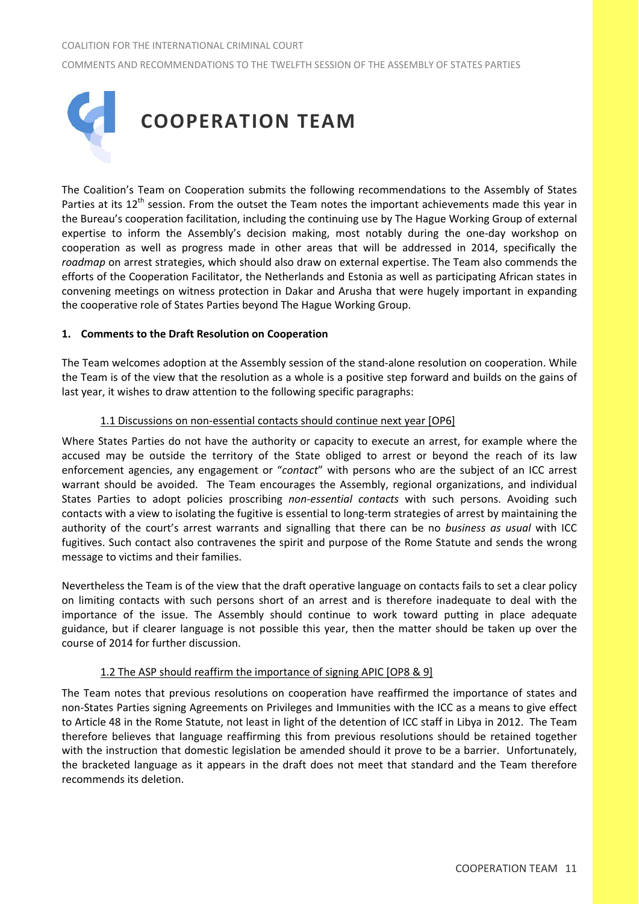# COOPERATION TEAM

The Coalition's Team on Cooperation submits the following recommendations to the Assembly of States Parties at its 12th session. From the outset the Team notes the important achievements made this year in the Bureau's cooperation facilitation, including the continuing use by The Hague Working Group of external expertise to inform the Assembly's decision making, most notably during the one-day workshop on cooperation as well as progress made in other areas that will be addressed in 2014, specifically the *roadmap* on arrest strategies, which should also draw on external expertise. The Team also commends the efforts of the Cooperation Facilitator, the Netherlands and Estonia as well as participating African states in convening meetings on witness protection in Dakar and Arusha that were hugely important in expanding the cooperative role of States Parties beyond The Hague Working Group.

## 1. Comments to the Draft Resolution on Cooperation

The Team welcomes adoption at the Assembly session of the stand-alone resolution on cooperation. While the Team is of the view that the resolution as a whole is a positive step forward and builds on the gains of last year, it wishes to draw attention to the following specific paragraphs:

### 1.1 Discussions on non-essential contacts should continue next year [OP6]

Where States Parties do not have the authority or capacity to execute an arrest, for example where the accused may be outside the territory of the State obliged to arrest or beyond the reach of its law enforcement agencies, any engagement or "*contact*" with persons who are the subject of an ICC arrest warrant should be avoided. The Team encourages the Assembly, regional organizations, and individual States Parties to adopt policies proscribing *non-essential contacts* with such persons. Avoiding such contacts with a view to isolating the fugitive is essential to long-term strategies of arrest by maintaining the authority of the court's arrest warrants and signalling that there can be no *business as usual* with ICC fugitives. Such contact also contravenes the spirit and purpose of the Rome Statute and sends the wrong message to victims and their families.

Nevertheless the Team is of the view that the draft operative language on contacts fails to set a clear policy on limiting contacts with such persons short of an arrest and is therefore inadequate to deal with the importance of the issue. The Assembly should continue to work toward putting in place adequate guidance, but if clearer language is not possible this year, then the matter should be taken up over the course of 2014 for further discussion.

### 1.2 The ASP should reaffirm the importance of signing APIC [OP8 & 9]

The Team notes that previous resolutions on cooperation have reaffirmed the importance of states and non-States Parties signing Agreements on Privileges and Immunities with the ICC as a means to give effect to Article 48 in the Rome Statute, not least in light of the detention of ICC staff in Libya in 2012. The Team therefore believes that language reaffirming this from previous resolutions should be retained together with the instruction that domestic legislation be amended should it prove to be a barrier. Unfortunately, the bracketed language as it appears in the draft does not meet that standard and the Team therefore recommends its deletion.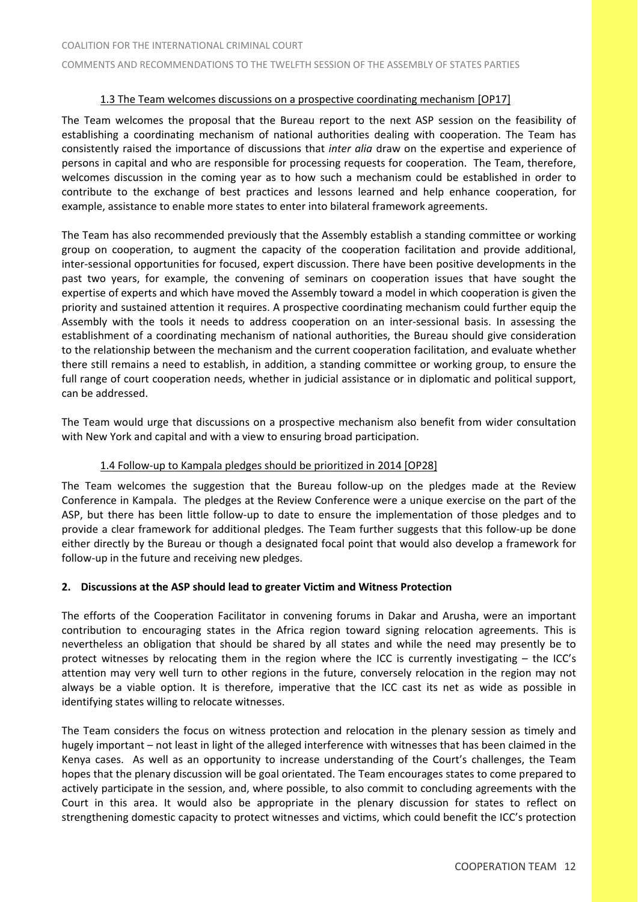### 1.3 The Team welcomes discussions on a prospective coordinating mechanism [OP17]

The Team welcomes the proposal that the Bureau report to the next ASP session on the feasibility of establishing a coordinating mechanism of national authorities dealing with cooperation. The Team has consistently raised the importance of discussions that *inter alia* draw on the expertise and experience of persons in capital and who are responsible for processing requests for cooperation. The Team, therefore, welcomes discussion in the coming year as to how such a mechanism could be established in order to contribute to the exchange of best practices and lessons learned and help enhance cooperation, for example, assistance to enable more states to enter into bilateral framework agreements.

The Team has also recommended previously that the Assembly establish a standing committee or working group on cooperation, to augment the capacity of the cooperation facilitation and provide additional, inter-sessional opportunities for focused, expert discussion. There have been positive developments in the past two years, for example, the convening of seminars on cooperation issues that have sought the expertise of experts and which have moved the Assembly toward a model in which cooperation is given the priority and sustained attention it requires. A prospective coordinating mechanism could further equip the Assembly with the tools it needs to address cooperation on an inter-sessional basis. In assessing the establishment of a coordinating mechanism of national authorities, the Bureau should give consideration to the relationship between the mechanism and the current cooperation facilitation, and evaluate whether there still remains a need to establish, in addition, a standing committee or working group, to ensure the full range of court cooperation needs, whether in judicial assistance or in diplomatic and political support, can be addressed.

The Team would urge that discussions on a prospective mechanism also benefit from wider consultation with New York and capital and with a view to ensuring broad participation.

### 1.4 Follow-up to Kampala pledges should be prioritized in 2014 [OP28]

The Team welcomes the suggestion that the Bureau follow-up on the pledges made at the Review Conference in Kampala. The pledges at the Review Conference were a unique exercise on the part of the ASP, but there has been little follow-up to date to ensure the implementation of those pledges and to provide a clear framework for additional pledges. The Team further suggests that this follow-up be done either directly by the Bureau or though a designated focal point that would also develop a framework for follow-up in the future and receiving new pledges.

## 2. Discussions at the ASP should lead to greater Victim and Witness Protection

The efforts of the Cooperation Facilitator in convening forums in Dakar and Arusha, were an important contribution to encouraging states in the Africa region toward signing relocation agreements. This is nevertheless an obligation that should be shared by all states and while the need may presently be to protect witnesses by relocating them in the region where the ICC is currently investigating – the ICC's attention may very well turn to other regions in the future, conversely relocation in the region may not always be a viable option. It is therefore, imperative that the ICC cast its net as wide as possible in identifying states willing to relocate witnesses.

The Team considers the focus on witness protection and relocation in the plenary session as timely and hugely important – not least in light of the alleged interference with witnesses that has been claimed in the Kenya cases. As well as an opportunity to increase understanding of the Court's challenges, the Team hopes that the plenary discussion will be goal orientated. The Team encourages states to come prepared to actively participate in the session, and, where possible, to also commit to concluding agreements with the Court in this area. It would also be appropriate in the plenary discussion for states to reflect on strengthening domestic capacity to protect witnesses and victims, which could benefit the ICC's protection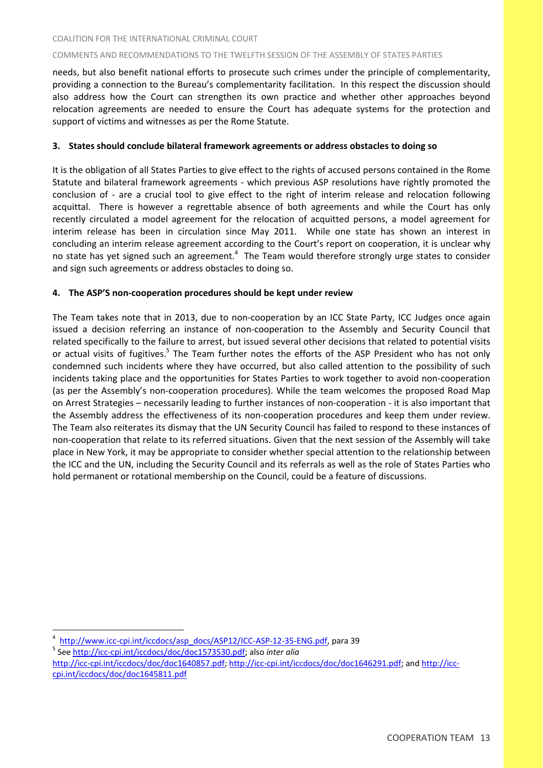needs, but also benefit national efforts to prosecute such crimes under the principle of complementarity, providing a connection to the Bureau's complementarity facilitation. In this respect the discussion should also address how the Court can strengthen its own practice and whether other approaches beyond relocation agreements are needed to ensure the Court has adequate systems for the protection and support of victims and witnesses as per the Rome Statute.

### 3. States should conclude bilateral framework agreements or address obstacles to doing so

It is the obligation of all States Parties to give effect to the rights of accused persons contained in the Rome Statute and bilateral framework agreements - which previous ASP resolutions have rightly promoted the conclusion of - are a crucial tool to give effect to the right of interim release and relocation following acquittal. There is however a regrettable absence of both agreements and while the Court has only recently circulated a model agreement for the relocation of acquitted persons, a model agreement for interim release has been in circulation since May 2011. While one state has shown an interest in concluding an interim release agreement according to the Court's report on cooperation, it is unclear why no state has yet signed such an agreement.[4] The Team would therefore strongly urge states to consider and sign such agreements or address obstacles to doing so.

### 4. The ASP'S non-cooperation procedures should be kept under review

The Team takes note that in 2013, due to non-cooperation by an ICC State Party, ICC Judges once again issued a decision referring an instance of non-cooperation to the Assembly and Security Council that related specifically to the failure to arrest, but issued several other decisions that related to potential visits or actual visits of fugitives.[5] The Team further notes the efforts of the ASP President who has not only condemned such incidents where they have occurred, but also called attention to the possibility of such incidents taking place and the opportunities for States Parties to work together to avoid non-cooperation (as per the Assembly's non-cooperation procedures). While the team welcomes the proposed Road Map on Arrest Strategies – necessarily leading to further instances of non-cooperation - it is also important that the Assembly address the effectiveness of its non-cooperation procedures and keep them under review. The Team also reiterates its dismay that the UN Security Council has failed to respond to these instances of non-cooperation that relate to its referred situations. Given that the next session of the Assembly will take place in New York, it may be appropriate to consider whether special attention to the relationship between the ICC and the UN, including the Security Council and its referrals as well as the role of States Parties who hold permanent or rotational membership on the Council, could be a feature of discussions.

---

[4] http://www.icc-cpi.int/iccdocs/asp_docs/ASP12/ICC-ASP-12-35-ENG.pdf, para 39

[5] See http://icc-cpi.int/iccdocs/doc/doc1573530.pdf; also *inter alia* http://icc-cpi.int/iccdocs/doc/doc1640857.pdf; http://icc-cpi.int/iccdocs/doc/doc1646291.pdf; and http://icc-cpi.int/iccdocs/doc/doc1645811.pdf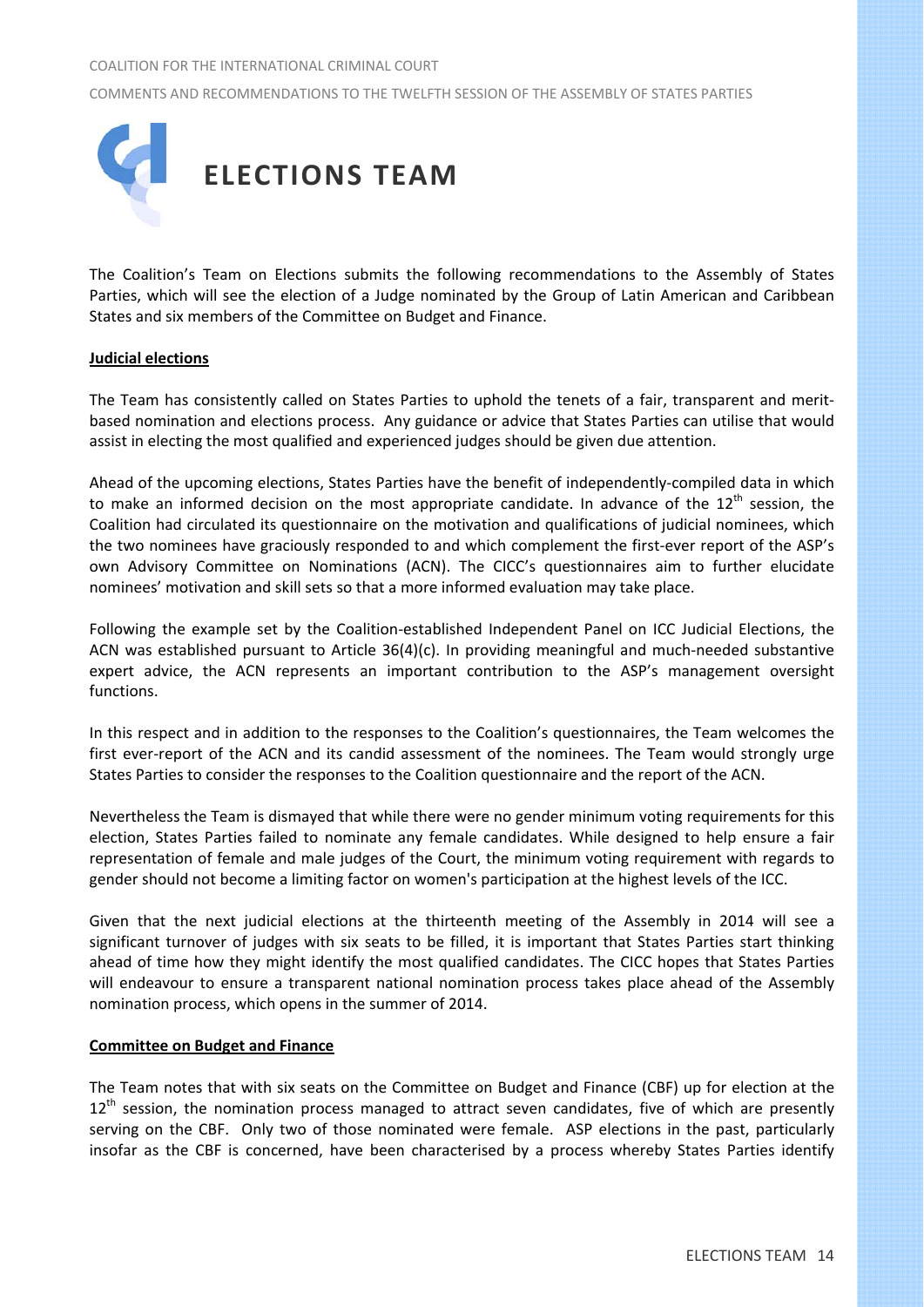# ELECTIONS TEAM

The Coalition's Team on Elections submits the following recommendations to the Assembly of States Parties, which will see the election of a Judge nominated by the Group of Latin American and Caribbean States and six members of the Committee on Budget and Finance.

**Judicial elections**

The Team has consistently called on States Parties to uphold the tenets of a fair, transparent and merit-based nomination and elections process. Any guidance or advice that States Parties can utilise that would assist in electing the most qualified and experienced judges should be given due attention.

Ahead of the upcoming elections, States Parties have the benefit of independently-compiled data in which to make an informed decision on the most appropriate candidate. In advance of the 12th session, the Coalition had circulated its questionnaire on the motivation and qualifications of judicial nominees, which the two nominees have graciously responded to and which complement the first-ever report of the ASP's own Advisory Committee on Nominations (ACN). The CICC's questionnaires aim to further elucidate nominees' motivation and skill sets so that a more informed evaluation may take place.

Following the example set by the Coalition-established Independent Panel on ICC Judicial Elections, the ACN was established pursuant to Article 36(4)(c). In providing meaningful and much-needed substantive expert advice, the ACN represents an important contribution to the ASP's management oversight functions.

In this respect and in addition to the responses to the Coalition's questionnaires, the Team welcomes the first ever-report of the ACN and its candid assessment of the nominees. The Team would strongly urge States Parties to consider the responses to the Coalition questionnaire and the report of the ACN.

Nevertheless the Team is dismayed that while there were no gender minimum voting requirements for this election, States Parties failed to nominate any female candidates. While designed to help ensure a fair representation of female and male judges of the Court, the minimum voting requirement with regards to gender should not become a limiting factor on women's participation at the highest levels of the ICC.

Given that the next judicial elections at the thirteenth meeting of the Assembly in 2014 will see a significant turnover of judges with six seats to be filled, it is important that States Parties start thinking ahead of time how they might identify the most qualified candidates. The CICC hopes that States Parties will endeavour to ensure a transparent national nomination process takes place ahead of the Assembly nomination process, which opens in the summer of 2014.

**Committee on Budget and Finance**

The Team notes that with six seats on the Committee on Budget and Finance (CBF) up for election at the 12th session, the nomination process managed to attract seven candidates, five of which are presently serving on the CBF. Only two of those nominated were female. ASP elections in the past, particularly insofar as the CBF is concerned, have been characterised by a process whereby States Parties identify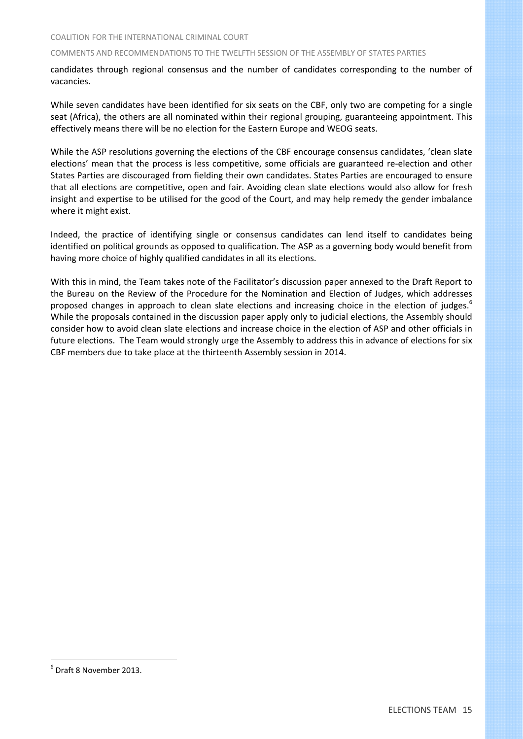candidates through regional consensus and the number of candidates corresponding to the number of vacancies.

While seven candidates have been identified for six seats on the CBF, only two are competing for a single seat (Africa), the others are all nominated within their regional grouping, guaranteeing appointment. This effectively means there will be no election for the Eastern Europe and WEOG seats.

While the ASP resolutions governing the elections of the CBF encourage consensus candidates, 'clean slate elections' mean that the process is less competitive, some officials are guaranteed re-election and other States Parties are discouraged from fielding their own candidates. States Parties are encouraged to ensure that all elections are competitive, open and fair. Avoiding clean slate elections would also allow for fresh insight and expertise to be utilised for the good of the Court, and may help remedy the gender imbalance where it might exist.

Indeed, the practice of identifying single or consensus candidates can lend itself to candidates being identified on political grounds as opposed to qualification. The ASP as a governing body would benefit from having more choice of highly qualified candidates in all its elections.

With this in mind, the Team takes note of the Facilitator's discussion paper annexed to the Draft Report to the Bureau on the Review of the Procedure for the Nomination and Election of Judges, which addresses proposed changes in approach to clean slate elections and increasing choice in the election of judges.[6] While the proposals contained in the discussion paper apply only to judicial elections, the Assembly should consider how to avoid clean slate elections and increase choice in the election of ASP and other officials in future elections. The Team would strongly urge the Assembly to address this in advance of elections for six CBF members due to take place at the thirteenth Assembly session in 2014.

[6] Draft 8 November 2013.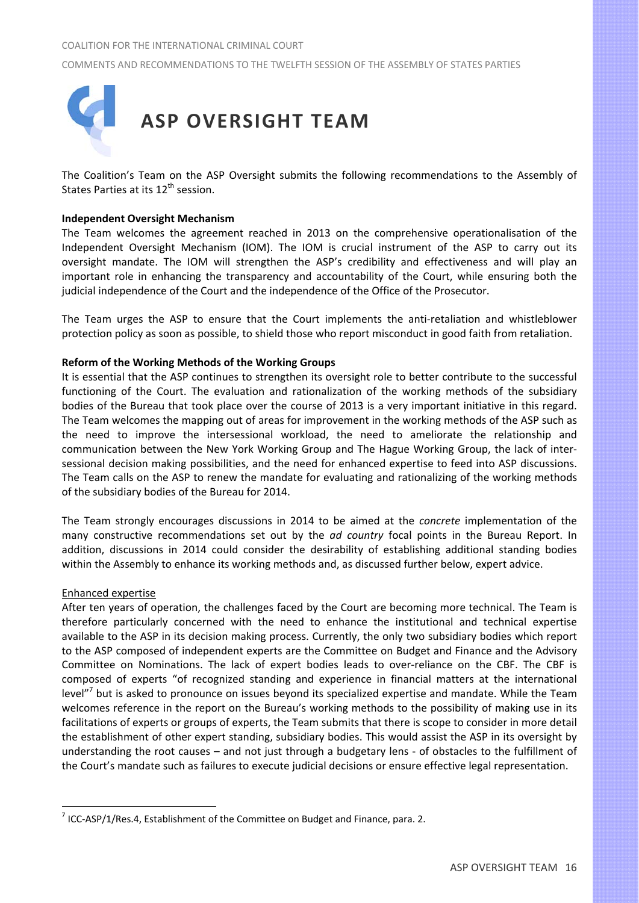# ASP OVERSIGHT TEAM

The Coalition's Team on the ASP Oversight submits the following recommendations to the Assembly of States Parties at its 12th session.

**Independent Oversight Mechanism**

The Team welcomes the agreement reached in 2013 on the comprehensive operationalisation of the Independent Oversight Mechanism (IOM). The IOM is crucial instrument of the ASP to carry out its oversight mandate. The IOM will strengthen the ASP's credibility and effectiveness and will play an important role in enhancing the transparency and accountability of the Court, while ensuring both the judicial independence of the Court and the independence of the Office of the Prosecutor.

The Team urges the ASP to ensure that the Court implements the anti-retaliation and whistleblower protection policy as soon as possible, to shield those who report misconduct in good faith from retaliation.

**Reform of the Working Methods of the Working Groups**

It is essential that the ASP continues to strengthen its oversight role to better contribute to the successful functioning of the Court. The evaluation and rationalization of the working methods of the subsidiary bodies of the Bureau that took place over the course of 2013 is a very important initiative in this regard. The Team welcomes the mapping out of areas for improvement in the working methods of the ASP such as the need to improve the intersessional workload, the need to ameliorate the relationship and communication between the New York Working Group and The Hague Working Group, the lack of inter-sessional decision making possibilities, and the need for enhanced expertise to feed into ASP discussions. The Team calls on the ASP to renew the mandate for evaluating and rationalizing of the working methods of the subsidiary bodies of the Bureau for 2014.

The Team strongly encourages discussions in 2014 to be aimed at the *concrete* implementation of the many constructive recommendations set out by the *ad country* focal points in the Bureau Report. In addition, discussions in 2014 could consider the desirability of establishing additional standing bodies within the Assembly to enhance its working methods and, as discussed further below, expert advice.

Enhanced expertise

After ten years of operation, the challenges faced by the Court are becoming more technical. The Team is therefore particularly concerned with the need to enhance the institutional and technical expertise available to the ASP in its decision making process. Currently, the only two subsidiary bodies which report to the ASP composed of independent experts are the Committee on Budget and Finance and the Advisory Committee on Nominations. The lack of expert bodies leads to over-reliance on the CBF. The CBF is composed of experts "of recognized standing and experience in financial matters at the international level"[7] but is asked to pronounce on issues beyond its specialized expertise and mandate. While the Team welcomes reference in the report on the Bureau's working methods to the possibility of making use in its facilitations of experts or groups of experts, the Team submits that there is scope to consider in more detail the establishment of other expert standing, subsidiary bodies. This would assist the ASP in its oversight by understanding the root causes – and not just through a budgetary lens - of obstacles to the fulfillment of the Court's mandate such as failures to execute judicial decisions or ensure effective legal representation.

[7] ICC-ASP/1/Res.4, Establishment of the Committee on Budget and Finance, para. 2.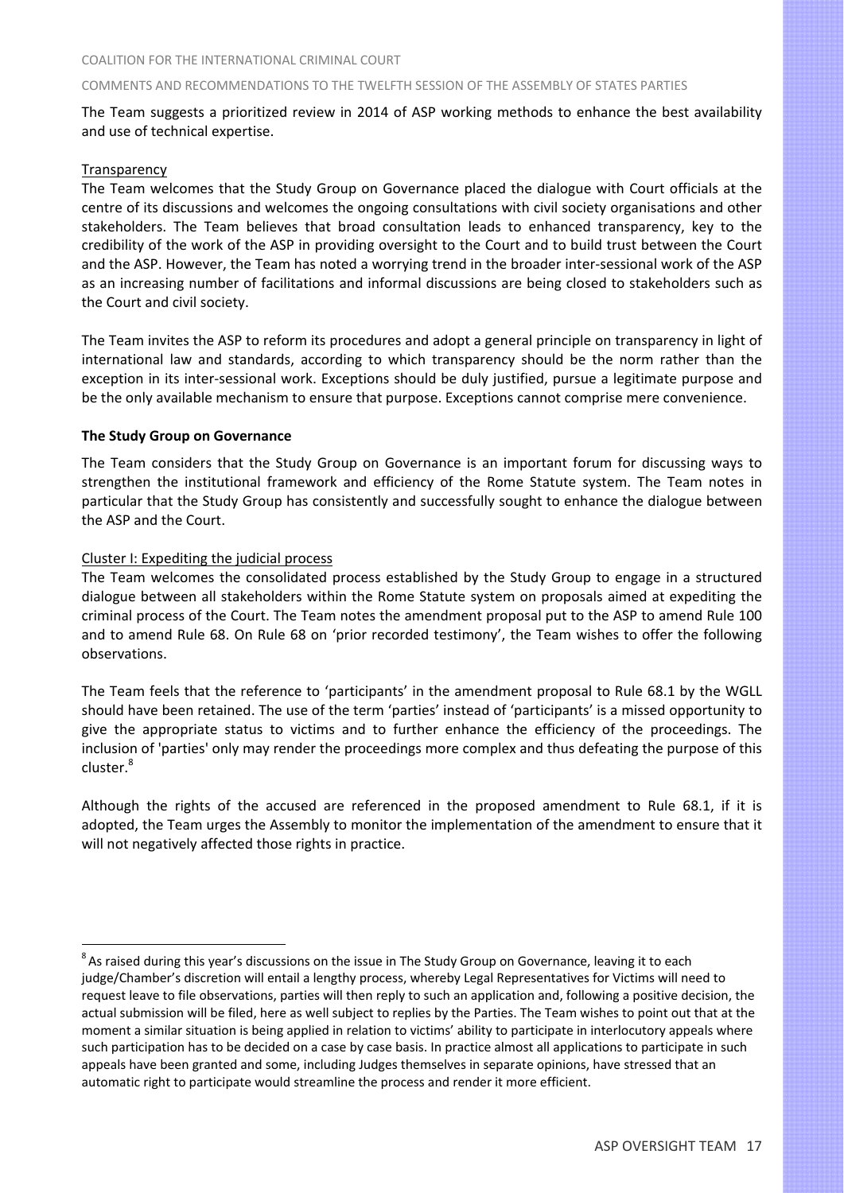The Team suggests a prioritized review in 2014 of ASP working methods to enhance the best availability and use of technical expertise.

Transparency

The Team welcomes that the Study Group on Governance placed the dialogue with Court officials at the centre of its discussions and welcomes the ongoing consultations with civil society organisations and other stakeholders. The Team believes that broad consultation leads to enhanced transparency, key to the credibility of the work of the ASP in providing oversight to the Court and to build trust between the Court and the ASP. However, the Team has noted a worrying trend in the broader inter-sessional work of the ASP as an increasing number of facilitations and informal discussions are being closed to stakeholders such as the Court and civil society.

The Team invites the ASP to reform its procedures and adopt a general principle on transparency in light of international law and standards, according to which transparency should be the norm rather than the exception in its inter-sessional work. Exceptions should be duly justified, pursue a legitimate purpose and be the only available mechanism to ensure that purpose. Exceptions cannot comprise mere convenience.

**The Study Group on Governance**

The Team considers that the Study Group on Governance is an important forum for discussing ways to strengthen the institutional framework and efficiency of the Rome Statute system. The Team notes in particular that the Study Group has consistently and successfully sought to enhance the dialogue between the ASP and the Court.

Cluster I: Expediting the judicial process

The Team welcomes the consolidated process established by the Study Group to engage in a structured dialogue between all stakeholders within the Rome Statute system on proposals aimed at expediting the criminal process of the Court. The Team notes the amendment proposal put to the ASP to amend Rule 100 and to amend Rule 68. On Rule 68 on 'prior recorded testimony', the Team wishes to offer the following observations.

The Team feels that the reference to 'participants' in the amendment proposal to Rule 68.1 by the WGLL should have been retained. The use of the term 'parties' instead of 'participants' is a missed opportunity to give the appropriate status to victims and to further enhance the efficiency of the proceedings. The inclusion of 'parties' only may render the proceedings more complex and thus defeating the purpose of this cluster.[8]

Although the rights of the accused are referenced in the proposed amendment to Rule 68.1, if it is adopted, the Team urges the Assembly to monitor the implementation of the amendment to ensure that it will not negatively affected those rights in practice.

---

[8] As raised during this year's discussions on the issue in The Study Group on Governance, leaving it to each judge/Chamber's discretion will entail a lengthy process, whereby Legal Representatives for Victims will need to request leave to file observations, parties will then reply to such an application and, following a positive decision, the actual submission will be filed, here as well subject to replies by the Parties. The Team wishes to point out that at the moment a similar situation is being applied in relation to victims' ability to participate in interlocutory appeals where such participation has to be decided on a case by case basis. In practice almost all applications to participate in such appeals have been granted and some, including Judges themselves in separate opinions, have stressed that an automatic right to participate would streamline the process and render it more efficient.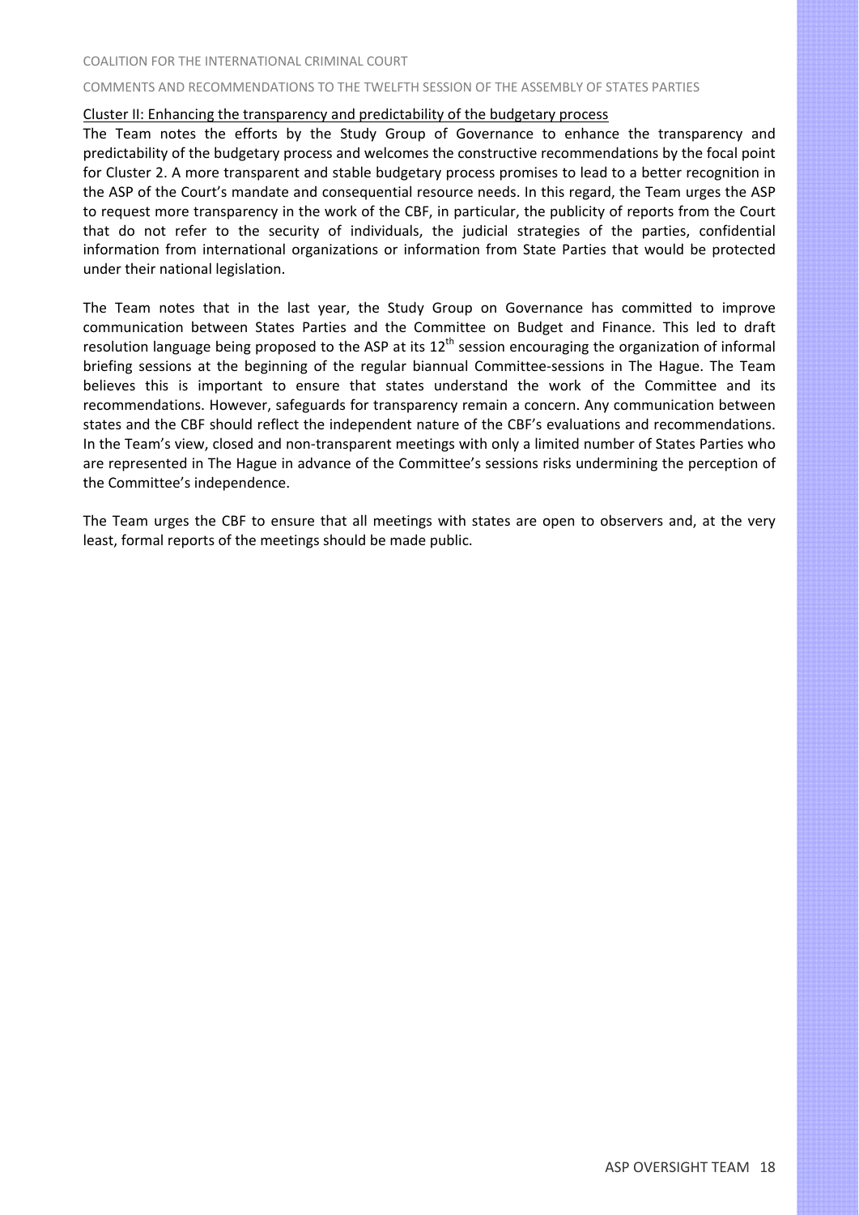Cluster II: Enhancing the transparency and predictability of the budgetary process

The Team notes the efforts by the Study Group of Governance to enhance the transparency and predictability of the budgetary process and welcomes the constructive recommendations by the focal point for Cluster 2. A more transparent and stable budgetary process promises to lead to a better recognition in the ASP of the Court's mandate and consequential resource needs. In this regard, the Team urges the ASP to request more transparency in the work of the CBF, in particular, the publicity of reports from the Court that do not refer to the security of individuals, the judicial strategies of the parties, confidential information from international organizations or information from State Parties that would be protected under their national legislation.

The Team notes that in the last year, the Study Group on Governance has committed to improve communication between States Parties and the Committee on Budget and Finance. This led to draft resolution language being proposed to the ASP at its 12th session encouraging the organization of informal briefing sessions at the beginning of the regular biannual Committee-sessions in The Hague. The Team believes this is important to ensure that states understand the work of the Committee and its recommendations. However, safeguards for transparency remain a concern. Any communication between states and the CBF should reflect the independent nature of the CBF's evaluations and recommendations. In the Team's view, closed and non-transparent meetings with only a limited number of States Parties who are represented in The Hague in advance of the Committee's sessions risks undermining the perception of the Committee's independence.

The Team urges the CBF to ensure that all meetings with states are open to observers and, at the very least, formal reports of the meetings should be made public.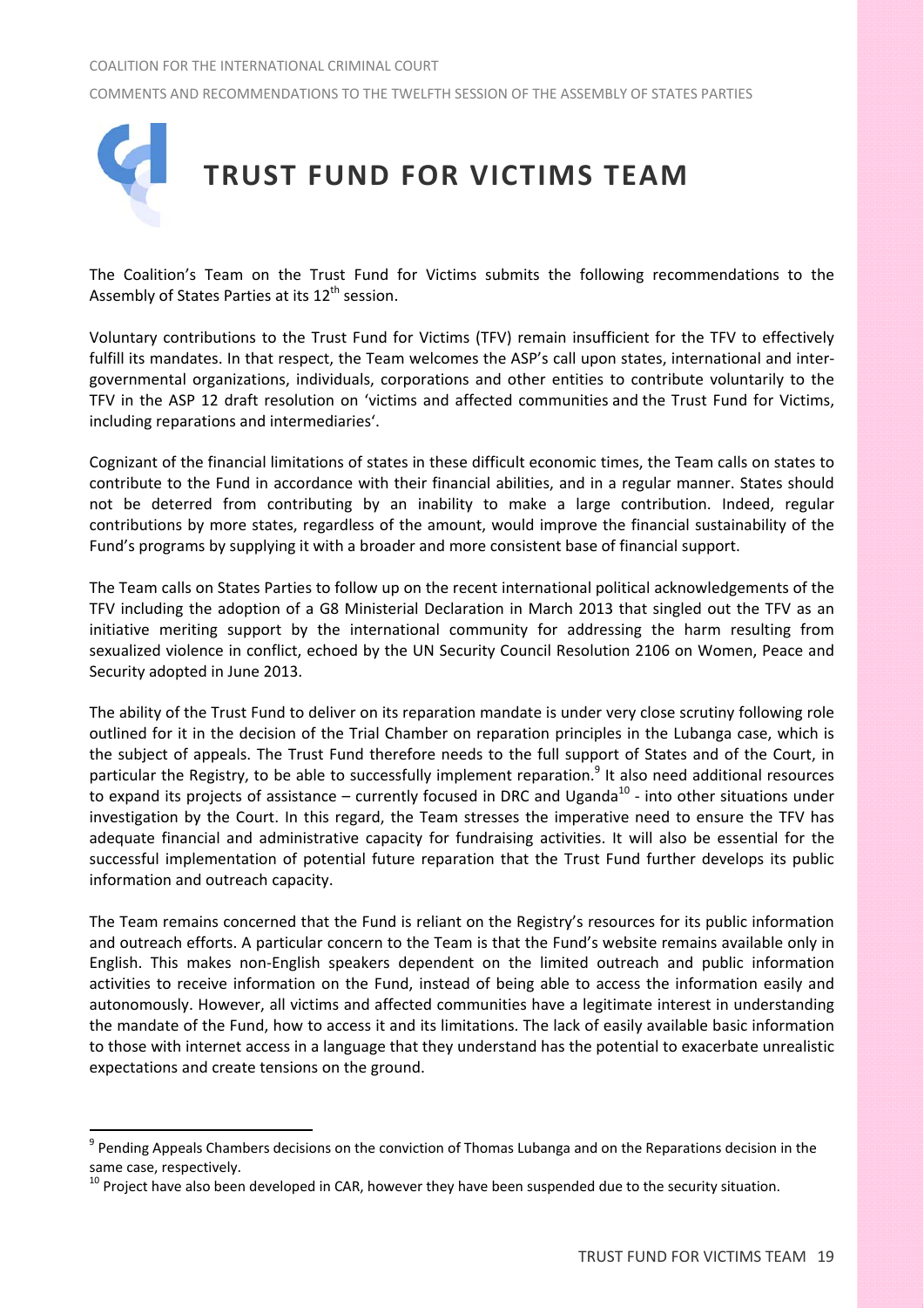# TRUST FUND FOR VICTIMS TEAM

The Coalition's Team on the Trust Fund for Victims submits the following recommendations to the Assembly of States Parties at its 12th session.

Voluntary contributions to the Trust Fund for Victims (TFV) remain insufficient for the TFV to effectively fulfill its mandates. In that respect, the Team welcomes the ASP's call upon states, international and inter-governmental organizations, individuals, corporations and other entities to contribute voluntarily to the TFV in the ASP 12 draft resolution on 'victims and affected communities and the Trust Fund for Victims, including reparations and intermediaries'.

Cognizant of the financial limitations of states in these difficult economic times, the Team calls on states to contribute to the Fund in accordance with their financial abilities, and in a regular manner. States should not be deterred from contributing by an inability to make a large contribution. Indeed, regular contributions by more states, regardless of the amount, would improve the financial sustainability of the Fund's programs by supplying it with a broader and more consistent base of financial support.

The Team calls on States Parties to follow up on the recent international political acknowledgements of the TFV including the adoption of a G8 Ministerial Declaration in March 2013 that singled out the TFV as an initiative meriting support by the international community for addressing the harm resulting from sexualized violence in conflict, echoed by the UN Security Council Resolution 2106 on Women, Peace and Security adopted in June 2013.

The ability of the Trust Fund to deliver on its reparation mandate is under very close scrutiny following role outlined for it in the decision of the Trial Chamber on reparation principles in the Lubanga case, which is the subject of appeals. The Trust Fund therefore needs to the full support of States and of the Court, in particular the Registry, to be able to successfully implement reparation.[9] It also need additional resources to expand its projects of assistance – currently focused in DRC and Uganda[10] - into other situations under investigation by the Court. In this regard, the Team stresses the imperative need to ensure the TFV has adequate financial and administrative capacity for fundraising activities. It will also be essential for the successful implementation of potential future reparation that the Trust Fund further develops its public information and outreach capacity.

The Team remains concerned that the Fund is reliant on the Registry's resources for its public information and outreach efforts. A particular concern to the Team is that the Fund's website remains available only in English. This makes non-English speakers dependent on the limited outreach and public information activities to receive information on the Fund, instead of being able to access the information easily and autonomously. However, all victims and affected communities have a legitimate interest in understanding the mandate of the Fund, how to access it and its limitations. The lack of easily available basic information to those with internet access in a language that they understand has the potential to exacerbate unrealistic expectations and create tensions on the ground.

---

[9] Pending Appeals Chambers decisions on the conviction of Thomas Lubanga and on the Reparations decision in the same case, respectively.

[10] Project have also been developed in CAR, however they have been suspended due to the security situation.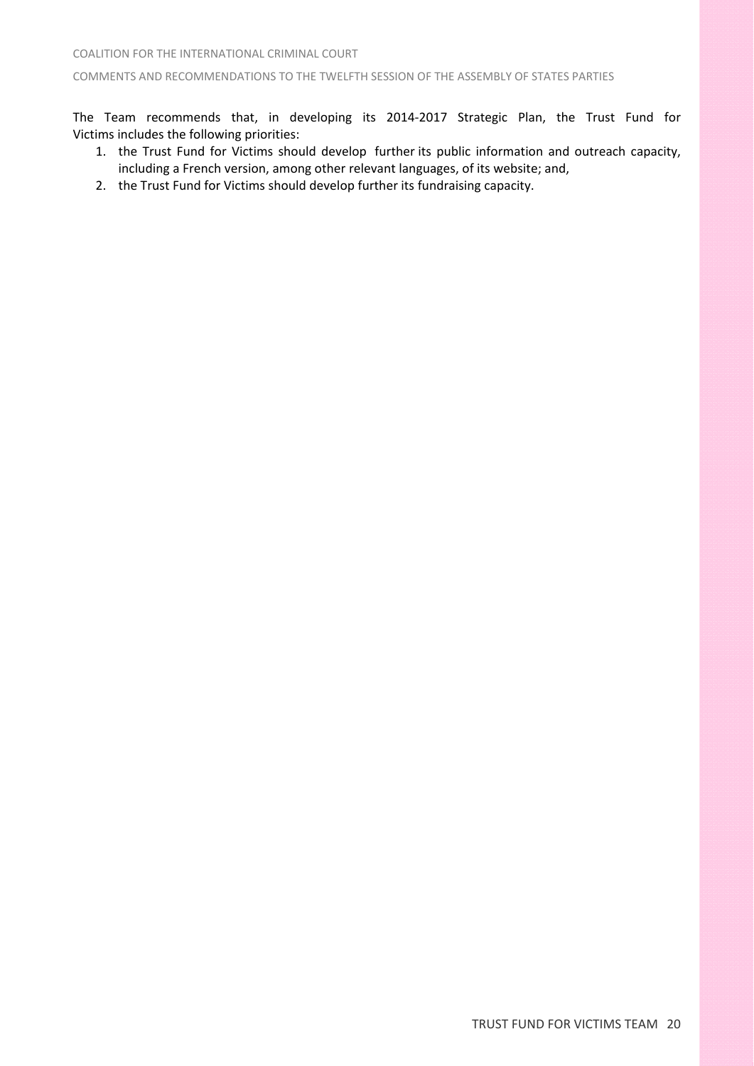The Team recommends that, in developing its 2014-2017 Strategic Plan, the Trust Fund for Victims includes the following priorities:

1. the Trust Fund for Victims should develop further its public information and outreach capacity, including a French version, among other relevant languages, of its website; and,
2. the Trust Fund for Victims should develop further its fundraising capacity.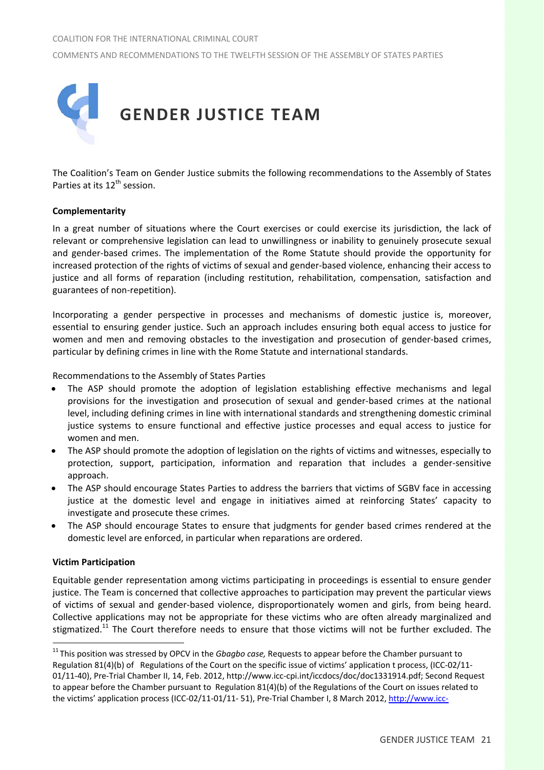# GENDER JUSTICE TEAM

The Coalition's Team on Gender Justice submits the following recommendations to the Assembly of States Parties at its 12th session.

**Complementarity**

In a great number of situations where the Court exercises or could exercise its jurisdiction, the lack of relevant or comprehensive legislation can lead to unwillingness or inability to genuinely prosecute sexual and gender-based crimes. The implementation of the Rome Statute should provide the opportunity for increased protection of the rights of victims of sexual and gender-based violence, enhancing their access to justice and all forms of reparation (including restitution, rehabilitation, compensation, satisfaction and guarantees of non-repetition).

Incorporating a gender perspective in processes and mechanisms of domestic justice is, moreover, essential to ensuring gender justice. Such an approach includes ensuring both equal access to justice for women and men and removing obstacles to the investigation and prosecution of gender-based crimes, particular by defining crimes in line with the Rome Statute and international standards.

Recommendations to the Assembly of States Parties

- The ASP should promote the adoption of legislation establishing effective mechanisms and legal provisions for the investigation and prosecution of sexual and gender-based crimes at the national level, including defining crimes in line with international standards and strengthening domestic criminal justice systems to ensure functional and effective justice processes and equal access to justice for women and men.
- The ASP should promote the adoption of legislation on the rights of victims and witnesses, especially to protection, support, participation, information and reparation that includes a gender-sensitive approach.
- The ASP should encourage States Parties to address the barriers that victims of SGBV face in accessing justice at the domestic level and engage in initiatives aimed at reinforcing States' capacity to investigate and prosecute these crimes.
- The ASP should encourage States to ensure that judgments for gender based crimes rendered at the domestic level are enforced, in particular when reparations are ordered.

**Victim Participation**

Equitable gender representation among victims participating in proceedings is essential to ensure gender justice. The Team is concerned that collective approaches to participation may prevent the particular views of victims of sexual and gender-based violence, disproportionately women and girls, from being heard. Collective applications may not be appropriate for these victims who are often already marginalized and stigmatized.[11] The Court therefore needs to ensure that those victims will not be further excluded. The

[11] This position was stressed by OPCV in the *Gbagbo case,* Requests to appear before the Chamber pursuant to Regulation 81(4)(b) of Regulations of the Court on the specific issue of victims' application t process, (ICC-02/11-01/11-40), Pre-Trial Chamber II, 14, Feb. 2012, http://www.icc-cpi.int/iccdocs/doc/doc1331914.pdf; Second Request to appear before the Chamber pursuant to Regulation 81(4)(b) of the Regulations of the Court on issues related to the victims' application process (ICC-02/11-01/11- 51), Pre-Trial Chamber I, 8 March 2012, http://www.icc-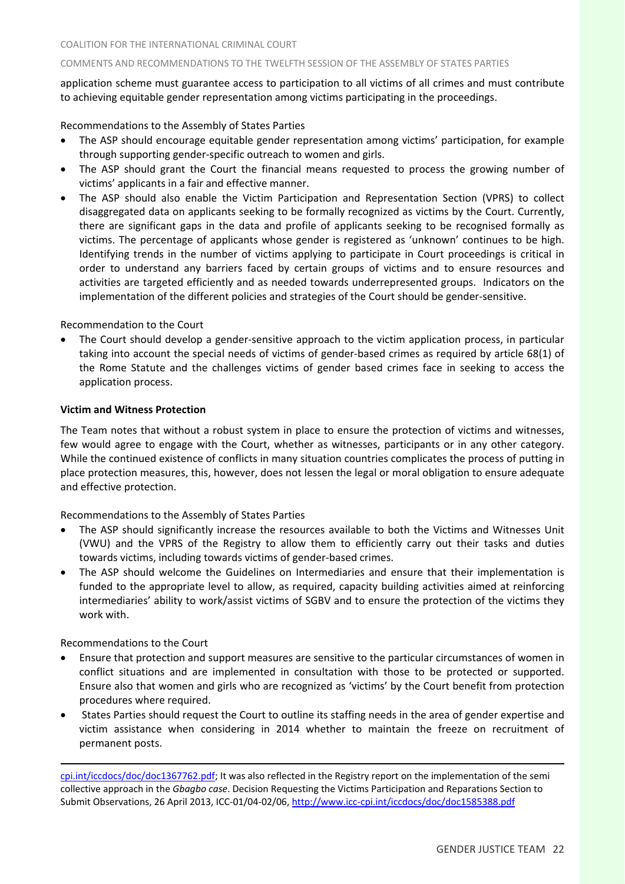application scheme must guarantee access to participation to all victims of all crimes and must contribute to achieving equitable gender representation among victims participating in the proceedings.

Recommendations to the Assembly of States Parties

- The ASP should encourage equitable gender representation among victims' participation, for example through supporting gender-specific outreach to women and girls.
- The ASP should grant the Court the financial means requested to process the growing number of victims' applicants in a fair and effective manner.
- The ASP should also enable the Victim Participation and Representation Section (VPRS) to collect disaggregated data on applicants seeking to be formally recognized as victims by the Court. Currently, there are significant gaps in the data and profile of applicants seeking to be recognised formally as victims. The percentage of applicants whose gender is registered as 'unknown' continues to be high. Identifying trends in the number of victims applying to participate in Court proceedings is critical in order to understand any barriers faced by certain groups of victims and to ensure resources and activities are targeted efficiently and as needed towards underrepresented groups. Indicators on the implementation of the different policies and strategies of the Court should be gender-sensitive.

Recommendation to the Court

- The Court should develop a gender-sensitive approach to the victim application process, in particular taking into account the special needs of victims of gender-based crimes as required by article 68(1) of the Rome Statute and the challenges victims of gender based crimes face in seeking to access the application process.

**Victim and Witness Protection**

The Team notes that without a robust system in place to ensure the protection of victims and witnesses, few would agree to engage with the Court, whether as witnesses, participants or in any other category. While the continued existence of conflicts in many situation countries complicates the process of putting in place protection measures, this, however, does not lessen the legal or moral obligation to ensure adequate and effective protection.

Recommendations to the Assembly of States Parties

- The ASP should significantly increase the resources available to both the Victims and Witnesses Unit (VWU) and the VPRS of the Registry to allow them to efficiently carry out their tasks and duties towards victims, including towards victims of gender-based crimes.
- The ASP should welcome the Guidelines on Intermediaries and ensure that their implementation is funded to the appropriate level to allow, as required, capacity building activities aimed at reinforcing intermediaries' ability to work/assist victims of SGBV and to ensure the protection of the victims they work with.

Recommendations to the Court

- Ensure that protection and support measures are sensitive to the particular circumstances of women in conflict situations and are implemented in consultation with those to be protected or supported. Ensure also that women and girls who are recognized as 'victims' by the Court benefit from protection procedures where required.
- States Parties should request the Court to outline its staffing needs in the area of gender expertise and victim assistance when considering in 2014 whether to maintain the freeze on recruitment of permanent posts.

---

cpi.int/iccdocs/doc/doc1367762.pdf; It was also reflected in the Registry report on the implementation of the semi collective approach in the *Gbagbo case*. Decision Requesting the Victims Participation and Reparations Section to Submit Observations, 26 April 2013, ICC-01/04-02/06, http://www.icc-cpi.int/iccdocs/doc/doc1585388.pdf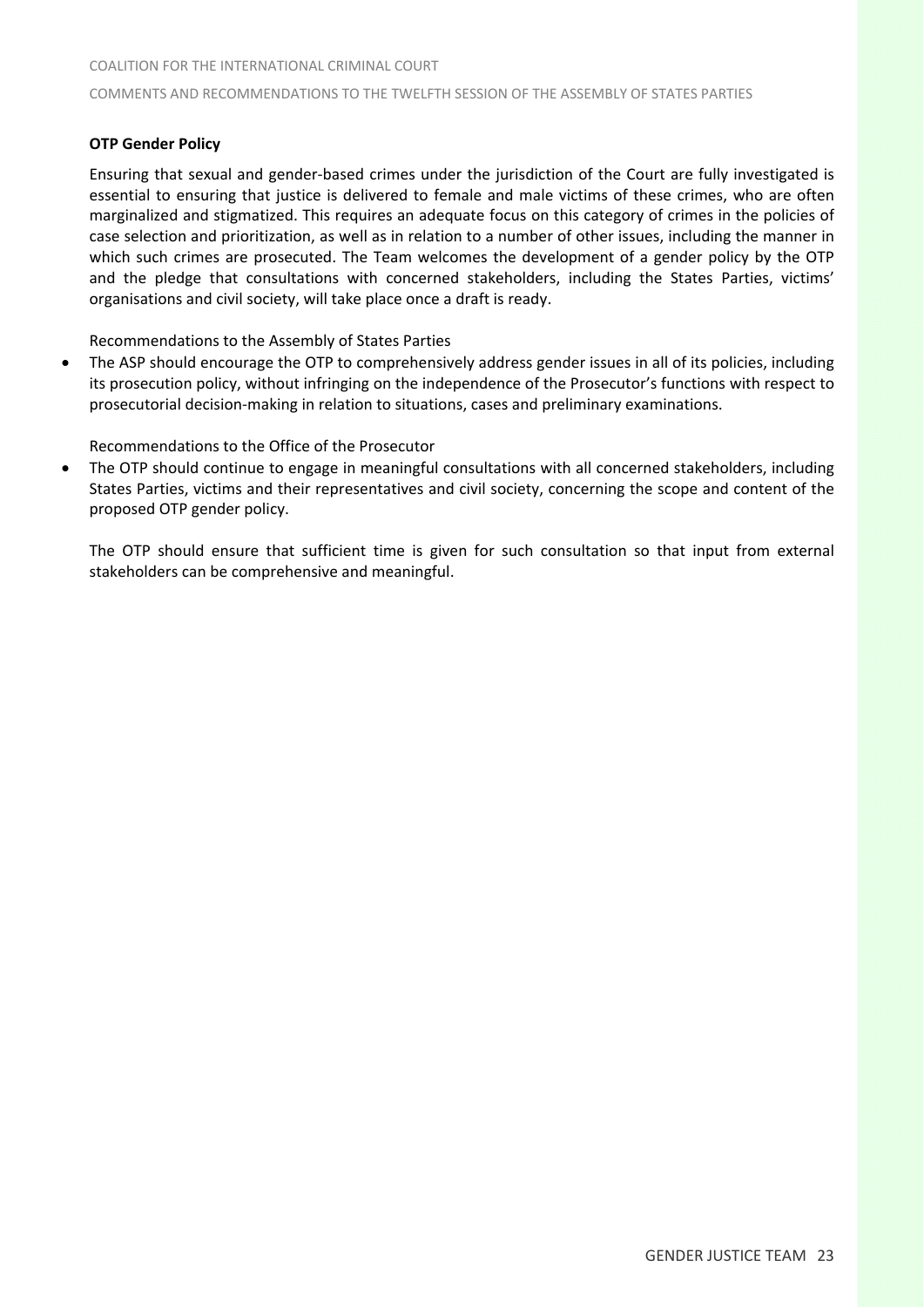**OTP Gender Policy**

Ensuring that sexual and gender-based crimes under the jurisdiction of the Court are fully investigated is essential to ensuring that justice is delivered to female and male victims of these crimes, who are often marginalized and stigmatized. This requires an adequate focus on this category of crimes in the policies of case selection and prioritization, as well as in relation to a number of other issues, including the manner in which such crimes are prosecuted. The Team welcomes the development of a gender policy by the OTP and the pledge that consultations with concerned stakeholders, including the States Parties, victims' organisations and civil society, will take place once a draft is ready.

Recommendations to the Assembly of States Parties

- The ASP should encourage the OTP to comprehensively address gender issues in all of its policies, including its prosecution policy, without infringing on the independence of the Prosecutor's functions with respect to prosecutorial decision-making in relation to situations, cases and preliminary examinations.

Recommendations to the Office of the Prosecutor

- The OTP should continue to engage in meaningful consultations with all concerned stakeholders, including States Parties, victims and their representatives and civil society, concerning the scope and content of the proposed OTP gender policy.

  The OTP should ensure that sufficient time is given for such consultation so that input from external stakeholders can be comprehensive and meaningful.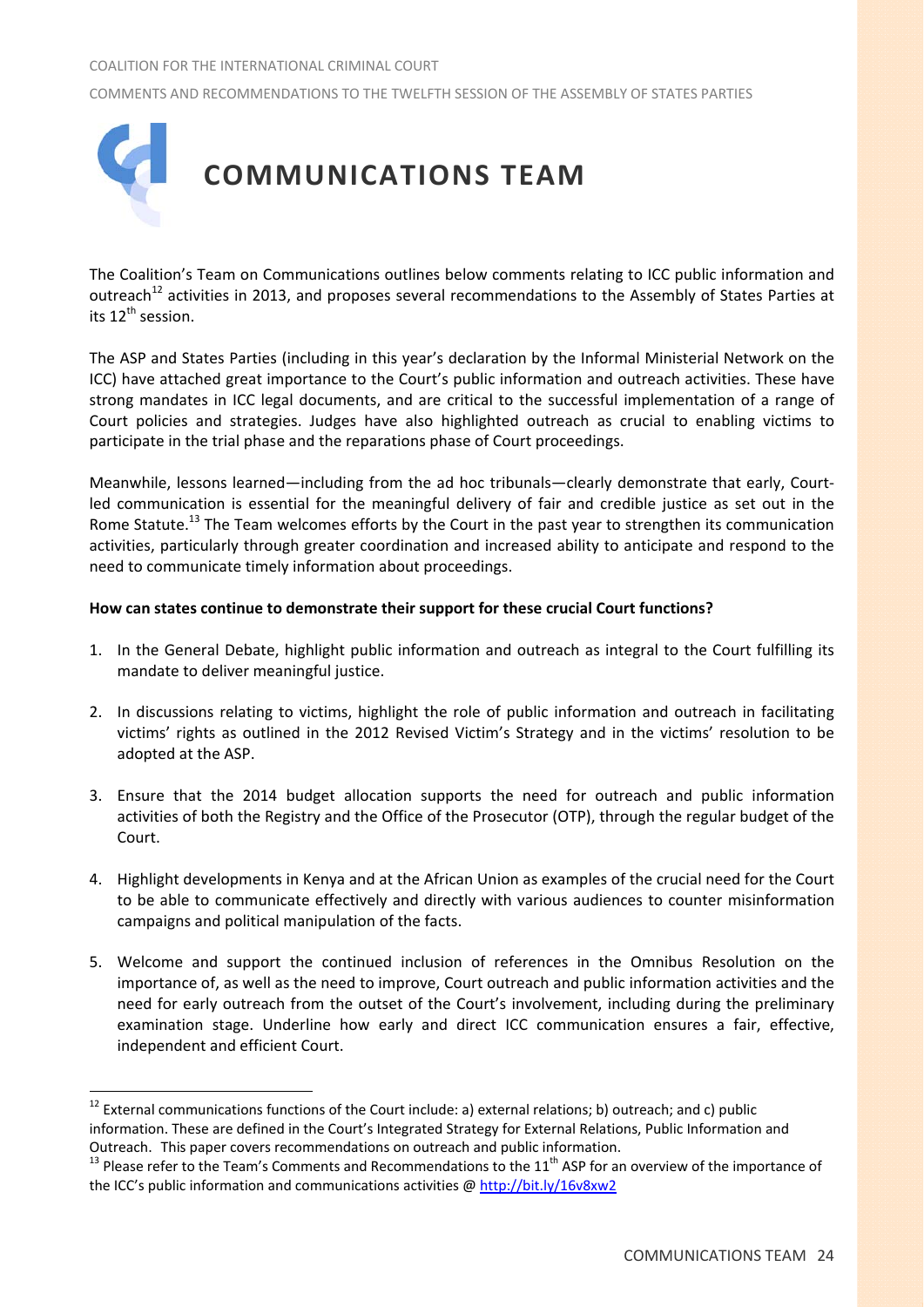# COMMUNICATIONS TEAM

The Coalition's Team on Communications outlines below comments relating to ICC public information and outreach[12] activities in 2013, and proposes several recommendations to the Assembly of States Parties at its 12th session.

The ASP and States Parties (including in this year's declaration by the Informal Ministerial Network on the ICC) have attached great importance to the Court's public information and outreach activities. These have strong mandates in ICC legal documents, and are critical to the successful implementation of a range of Court policies and strategies. Judges have also highlighted outreach as crucial to enabling victims to participate in the trial phase and the reparations phase of Court proceedings.

Meanwhile, lessons learned—including from the ad hoc tribunals—clearly demonstrate that early, Court-led communication is essential for the meaningful delivery of fair and credible justice as set out in the Rome Statute.[13] The Team welcomes efforts by the Court in the past year to strengthen its communication activities, particularly through greater coordination and increased ability to anticipate and respond to the need to communicate timely information about proceedings.

**How can states continue to demonstrate their support for these crucial Court functions?**

1. In the General Debate, highlight public information and outreach as integral to the Court fulfilling its mandate to deliver meaningful justice.

2. In discussions relating to victims, highlight the role of public information and outreach in facilitating victims' rights as outlined in the 2012 Revised Victim's Strategy and in the victims' resolution to be adopted at the ASP.

3. Ensure that the 2014 budget allocation supports the need for outreach and public information activities of both the Registry and the Office of the Prosecutor (OTP), through the regular budget of the Court.

4. Highlight developments in Kenya and at the African Union as examples of the crucial need for the Court to be able to communicate effectively and directly with various audiences to counter misinformation campaigns and political manipulation of the facts.

5. Welcome and support the continued inclusion of references in the Omnibus Resolution on the importance of, as well as the need to improve, Court outreach and public information activities and the need for early outreach from the outset of the Court's involvement, including during the preliminary examination stage. Underline how early and direct ICC communication ensures a fair, effective, independent and efficient Court.

---

[12] External communications functions of the Court include: a) external relations; b) outreach; and c) public information. These are defined in the Court's Integrated Strategy for External Relations, Public Information and Outreach. This paper covers recommendations on outreach and public information.

[13] Please refer to the Team's Comments and Recommendations to the 11th ASP for an overview of the importance of the ICC's public information and communications activities @ http://bit.ly/16v8xw2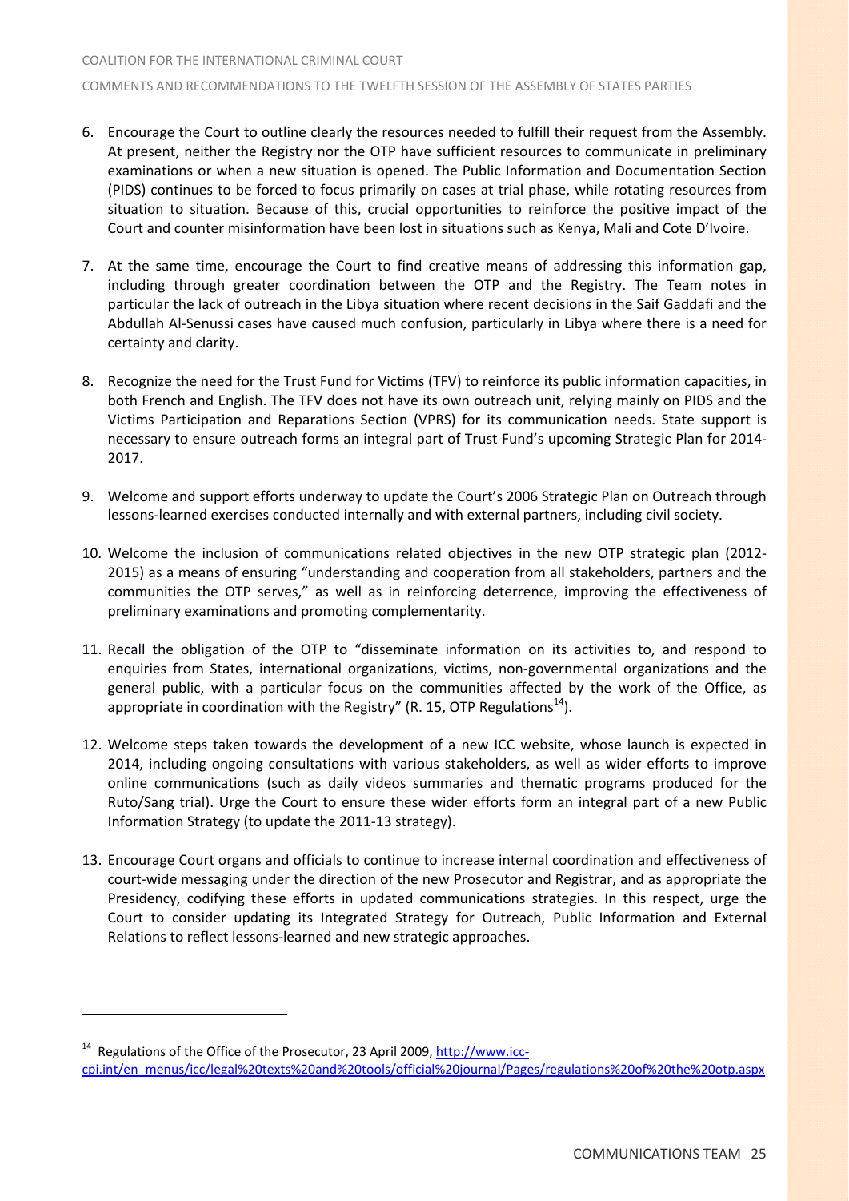6. Encourage the Court to outline clearly the resources needed to fulfill their request from the Assembly. At present, neither the Registry nor the OTP have sufficient resources to communicate in preliminary examinations or when a new situation is opened. The Public Information and Documentation Section (PIDS) continues to be forced to focus primarily on cases at trial phase, while rotating resources from situation to situation. Because of this, crucial opportunities to reinforce the positive impact of the Court and counter misinformation have been lost in situations such as Kenya, Mali and Cote D'Ivoire.

7. At the same time, encourage the Court to find creative means of addressing this information gap, including through greater coordination between the OTP and the Registry. The Team notes in particular the lack of outreach in the Libya situation where recent decisions in the Saif Gaddafi and the Abdullah Al-Senussi cases have caused much confusion, particularly in Libya where there is a need for certainty and clarity.

8. Recognize the need for the Trust Fund for Victims (TFV) to reinforce its public information capacities, in both French and English. The TFV does not have its own outreach unit, relying mainly on PIDS and the Victims Participation and Reparations Section (VPRS) for its communication needs. State support is necessary to ensure outreach forms an integral part of Trust Fund's upcoming Strategic Plan for 2014-2017.

9. Welcome and support efforts underway to update the Court's 2006 Strategic Plan on Outreach through lessons-learned exercises conducted internally and with external partners, including civil society.

10. Welcome the inclusion of communications related objectives in the new OTP strategic plan (2012-2015) as a means of ensuring "understanding and cooperation from all stakeholders, partners and the communities the OTP serves," as well as in reinforcing deterrence, improving the effectiveness of preliminary examinations and promoting complementarity.

11. Recall the obligation of the OTP to "disseminate information on its activities to, and respond to enquiries from States, international organizations, victims, non-governmental organizations and the general public, with a particular focus on the communities affected by the work of the Office, as appropriate in coordination with the Registry" (R. 15, OTP Regulations[14]).

12. Welcome steps taken towards the development of a new ICC website, whose launch is expected in 2014, including ongoing consultations with various stakeholders, as well as wider efforts to improve online communications (such as daily videos summaries and thematic programs produced for the Ruto/Sang trial). Urge the Court to ensure these wider efforts form an integral part of a new Public Information Strategy (to update the 2011-13 strategy).

13. Encourage Court organs and officials to continue to increase internal coordination and effectiveness of court-wide messaging under the direction of the new Prosecutor and Registrar, and as appropriate the Presidency, codifying these efforts in updated communications strategies. In this respect, urge the Court to consider updating its Integrated Strategy for Outreach, Public Information and External Relations to reflect lessons-learned and new strategic approaches.

---

[14] Regulations of the Office of the Prosecutor, 23 April 2009, http://www.icc-cpi.int/en_menus/icc/legal%20texts%20and%20tools/official%20journal/Pages/regulations%20of%20the%20otp.aspx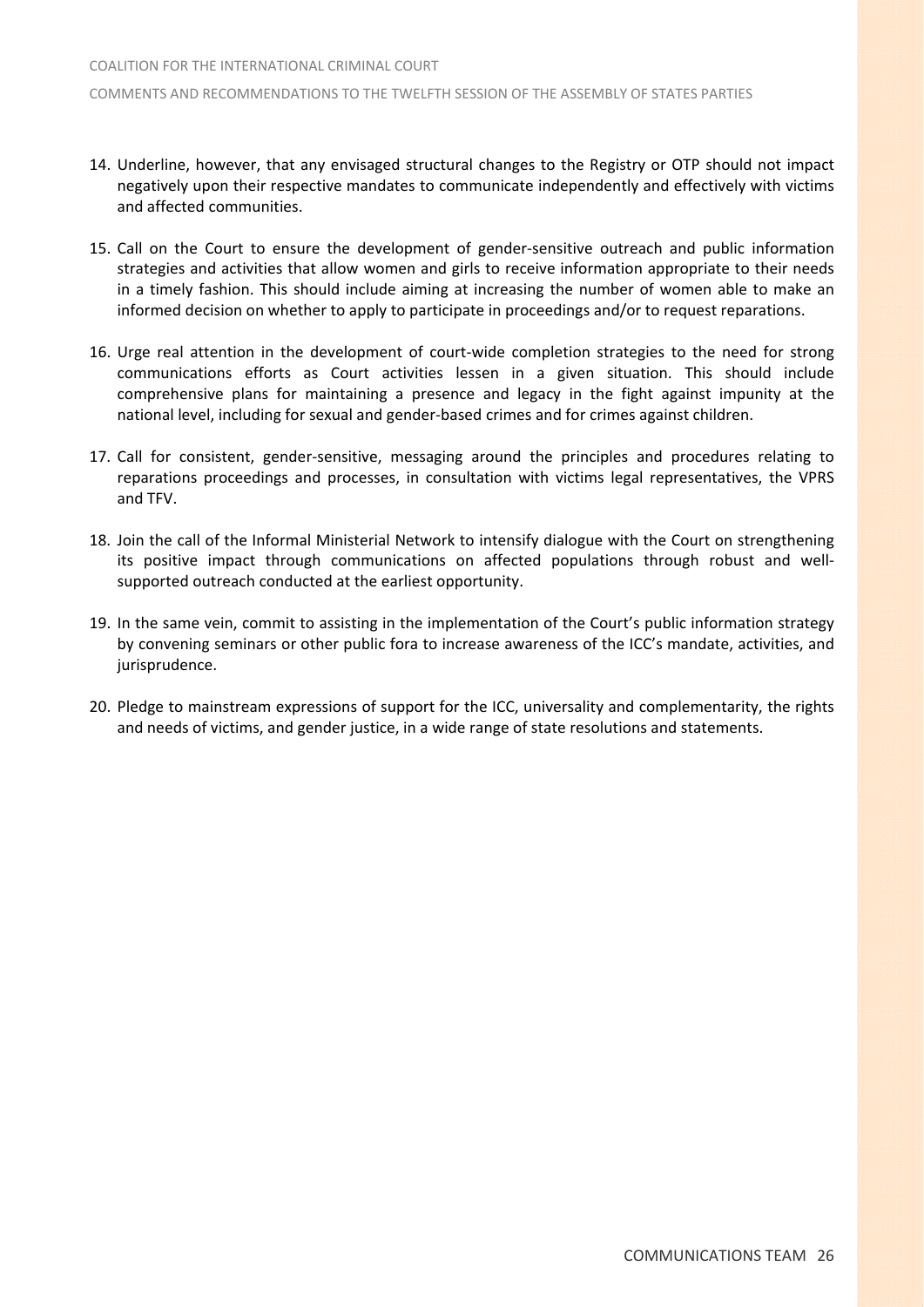14. Underline, however, that any envisaged structural changes to the Registry or OTP should not impact negatively upon their respective mandates to communicate independently and effectively with victims and affected communities.

15. Call on the Court to ensure the development of gender-sensitive outreach and public information strategies and activities that allow women and girls to receive information appropriate to their needs in a timely fashion. This should include aiming at increasing the number of women able to make an informed decision on whether to apply to participate in proceedings and/or to request reparations.

16. Urge real attention in the development of court-wide completion strategies to the need for strong communications efforts as Court activities lessen in a given situation. This should include comprehensive plans for maintaining a presence and legacy in the fight against impunity at the national level, including for sexual and gender-based crimes and for crimes against children.

17. Call for consistent, gender-sensitive, messaging around the principles and procedures relating to reparations proceedings and processes, in consultation with victims legal representatives, the VPRS and TFV.

18. Join the call of the Informal Ministerial Network to intensify dialogue with the Court on strengthening its positive impact through communications on affected populations through robust and well-supported outreach conducted at the earliest opportunity.

19. In the same vein, commit to assisting in the implementation of the Court's public information strategy by convening seminars or other public fora to increase awareness of the ICC's mandate, activities, and jurisprudence.

20. Pledge to mainstream expressions of support for the ICC, universality and complementarity, the rights and needs of victims, and gender justice, in a wide range of state resolutions and statements.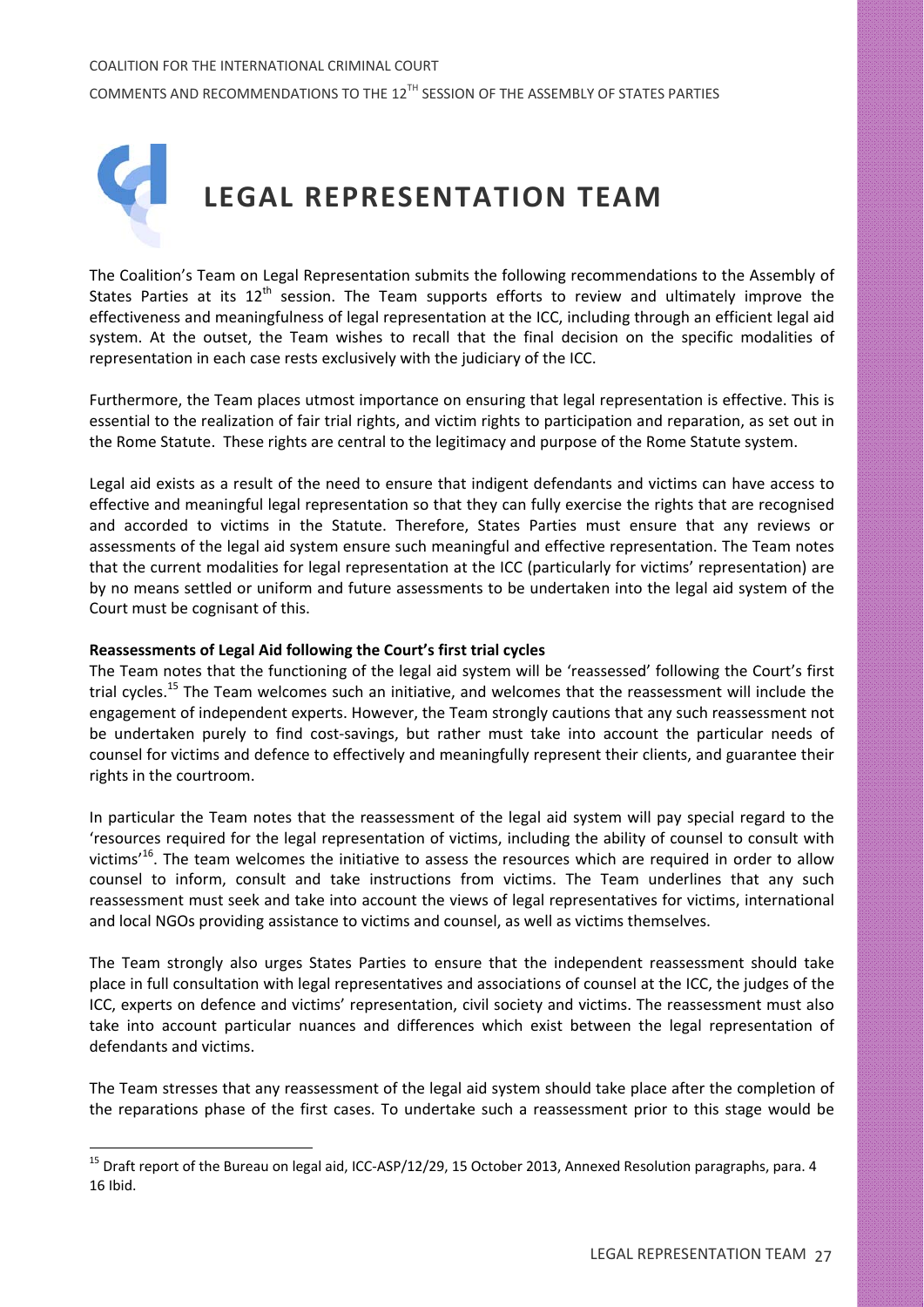# LEGAL REPRESENTATION TEAM

The Coalition's Team on Legal Representation submits the following recommendations to the Assembly of States Parties at its 12th session. The Team supports efforts to review and ultimately improve the effectiveness and meaningfulness of legal representation at the ICC, including through an efficient legal aid system. At the outset, the Team wishes to recall that the final decision on the specific modalities of representation in each case rests exclusively with the judiciary of the ICC.

Furthermore, the Team places utmost importance on ensuring that legal representation is effective. This is essential to the realization of fair trial rights, and victim rights to participation and reparation, as set out in the Rome Statute. These rights are central to the legitimacy and purpose of the Rome Statute system.

Legal aid exists as a result of the need to ensure that indigent defendants and victims can have access to effective and meaningful legal representation so that they can fully exercise the rights that are recognised and accorded to victims in the Statute. Therefore, States Parties must ensure that any reviews or assessments of the legal aid system ensure such meaningful and effective representation. The Team notes that the current modalities for legal representation at the ICC (particularly for victims' representation) are by no means settled or uniform and future assessments to be undertaken into the legal aid system of the Court must be cognisant of this.

**Reassessments of Legal Aid following the Court's first trial cycles**

The Team notes that the functioning of the legal aid system will be 'reassessed' following the Court's first trial cycles.[15] The Team welcomes such an initiative, and welcomes that the reassessment will include the engagement of independent experts. However, the Team strongly cautions that any such reassessment not be undertaken purely to find cost-savings, but rather must take into account the particular needs of counsel for victims and defence to effectively and meaningfully represent their clients, and guarantee their rights in the courtroom.

In particular the Team notes that the reassessment of the legal aid system will pay special regard to the 'resources required for the legal representation of victims, including the ability of counsel to consult with victims'[16]. The team welcomes the initiative to assess the resources which are required in order to allow counsel to inform, consult and take instructions from victims. The Team underlines that any such reassessment must seek and take into account the views of legal representatives for victims, international and local NGOs providing assistance to victims and counsel, as well as victims themselves.

The Team strongly also urges States Parties to ensure that the independent reassessment should take place in full consultation with legal representatives and associations of counsel at the ICC, the judges of the ICC, experts on defence and victims' representation, civil society and victims. The reassessment must also take into account particular nuances and differences which exist between the legal representation of defendants and victims.

The Team stresses that any reassessment of the legal aid system should take place after the completion of the reparations phase of the first cases. To undertake such a reassessment prior to this stage would be

---

[15] Draft report of the Bureau on legal aid, ICC-ASP/12/29, 15 October 2013, Annexed Resolution paragraphs, para. 4

16 Ibid.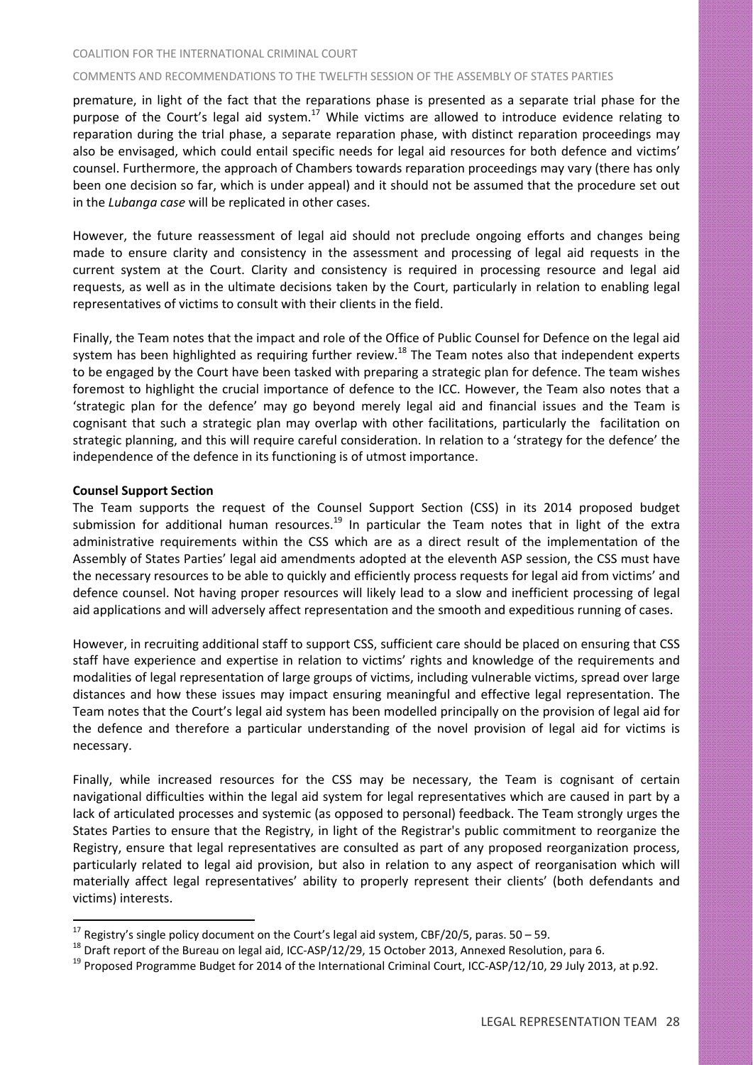premature, in light of the fact that the reparations phase is presented as a separate trial phase for the purpose of the Court's legal aid system.[17] While victims are allowed to introduce evidence relating to reparation during the trial phase, a separate reparation phase, with distinct reparation proceedings may also be envisaged, which could entail specific needs for legal aid resources for both defence and victims' counsel. Furthermore, the approach of Chambers towards reparation proceedings may vary (there has only been one decision so far, which is under appeal) and it should not be assumed that the procedure set out in the *Lubanga case* will be replicated in other cases.

However, the future reassessment of legal aid should not preclude ongoing efforts and changes being made to ensure clarity and consistency in the assessment and processing of legal aid requests in the current system at the Court. Clarity and consistency is required in processing resource and legal aid requests, as well as in the ultimate decisions taken by the Court, particularly in relation to enabling legal representatives of victims to consult with their clients in the field.

Finally, the Team notes that the impact and role of the Office of Public Counsel for Defence on the legal aid system has been highlighted as requiring further review.[18] The Team notes also that independent experts to be engaged by the Court have been tasked with preparing a strategic plan for defence. The team wishes foremost to highlight the crucial importance of defence to the ICC. However, the Team also notes that a 'strategic plan for the defence' may go beyond merely legal aid and financial issues and the Team is cognisant that such a strategic plan may overlap with other facilitations, particularly the facilitation on strategic planning, and this will require careful consideration. In relation to a 'strategy for the defence' the independence of the defence in its functioning is of utmost importance.

**Counsel Support Section**

The Team supports the request of the Counsel Support Section (CSS) in its 2014 proposed budget submission for additional human resources.[19] In particular the Team notes that in light of the extra administrative requirements within the CSS which are as a direct result of the implementation of the Assembly of States Parties' legal aid amendments adopted at the eleventh ASP session, the CSS must have the necessary resources to be able to quickly and efficiently process requests for legal aid from victims' and defence counsel. Not having proper resources will likely lead to a slow and inefficient processing of legal aid applications and will adversely affect representation and the smooth and expeditious running of cases.

However, in recruiting additional staff to support CSS, sufficient care should be placed on ensuring that CSS staff have experience and expertise in relation to victims' rights and knowledge of the requirements and modalities of legal representation of large groups of victims, including vulnerable victims, spread over large distances and how these issues may impact ensuring meaningful and effective legal representation. The Team notes that the Court's legal aid system has been modelled principally on the provision of legal aid for the defence and therefore a particular understanding of the novel provision of legal aid for victims is necessary.

Finally, while increased resources for the CSS may be necessary, the Team is cognisant of certain navigational difficulties within the legal aid system for legal representatives which are caused in part by a lack of articulated processes and systemic (as opposed to personal) feedback. The Team strongly urges the States Parties to ensure that the Registry, in light of the Registrar's public commitment to reorganize the Registry, ensure that legal representatives are consulted as part of any proposed reorganization process, particularly related to legal aid provision, but also in relation to any aspect of reorganisation which will materially affect legal representatives' ability to properly represent their clients' (both defendants and victims) interests.

---

[17] Registry's single policy document on the Court's legal aid system, CBF/20/5, paras. 50 – 59.

[18] Draft report of the Bureau on legal aid, ICC-ASP/12/29, 15 October 2013, Annexed Resolution, para 6.

[19] Proposed Programme Budget for 2014 of the International Criminal Court, ICC-ASP/12/10, 29 July 2013, at p.92.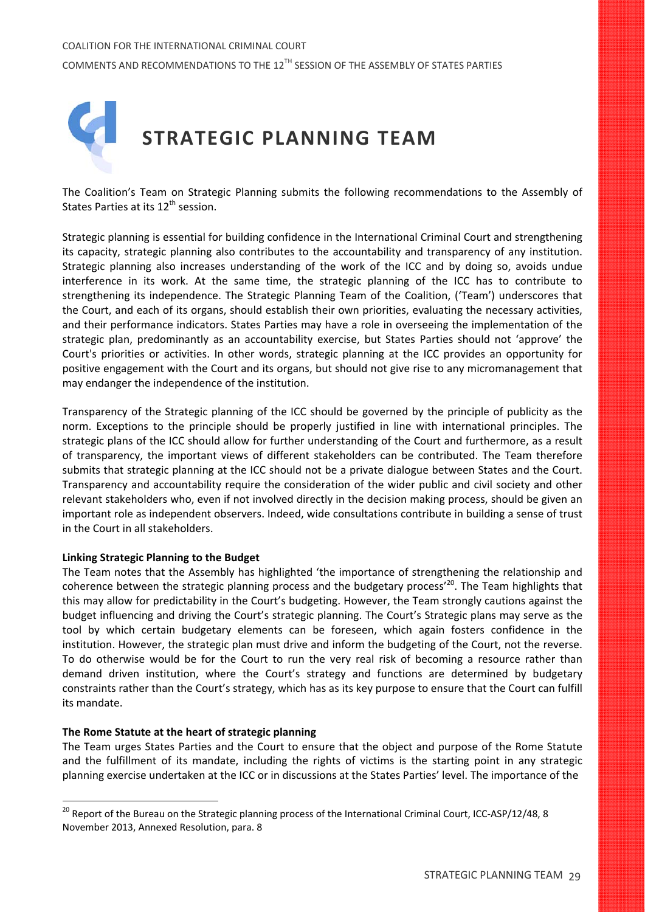# STRATEGIC PLANNING TEAM

The Coalition's Team on Strategic Planning submits the following recommendations to the Assembly of States Parties at its 12th session.

Strategic planning is essential for building confidence in the International Criminal Court and strengthening its capacity, strategic planning also contributes to the accountability and transparency of any institution. Strategic planning also increases understanding of the work of the ICC and by doing so, avoids undue interference in its work. At the same time, the strategic planning of the ICC has to contribute to strengthening its independence. The Strategic Planning Team of the Coalition, ('Team') underscores that the Court, and each of its organs, should establish their own priorities, evaluating the necessary activities, and their performance indicators. States Parties may have a role in overseeing the implementation of the strategic plan, predominantly as an accountability exercise, but States Parties should not 'approve' the Court's priorities or activities. In other words, strategic planning at the ICC provides an opportunity for positive engagement with the Court and its organs, but should not give rise to any micromanagement that may endanger the independence of the institution.

Transparency of the Strategic planning of the ICC should be governed by the principle of publicity as the norm. Exceptions to the principle should be properly justified in line with international principles. The strategic plans of the ICC should allow for further understanding of the Court and furthermore, as a result of transparency, the important views of different stakeholders can be contributed. The Team therefore submits that strategic planning at the ICC should not be a private dialogue between States and the Court. Transparency and accountability require the consideration of the wider public and civil society and other relevant stakeholders who, even if not involved directly in the decision making process, should be given an important role as independent observers. Indeed, wide consultations contribute in building a sense of trust in the Court in all stakeholders.

**Linking Strategic Planning to the Budget**

The Team notes that the Assembly has highlighted 'the importance of strengthening the relationship and coherence between the strategic planning process and the budgetary process'[20]. The Team highlights that this may allow for predictability in the Court's budgeting. However, the Team strongly cautions against the budget influencing and driving the Court's strategic planning. The Court's Strategic plans may serve as the tool by which certain budgetary elements can be foreseen, which again fosters confidence in the institution. However, the strategic plan must drive and inform the budgeting of the Court, not the reverse. To do otherwise would be for the Court to run the very real risk of becoming a resource rather than demand driven institution, where the Court's strategy and functions are determined by budgetary constraints rather than the Court's strategy, which has as its key purpose to ensure that the Court can fulfill its mandate.

**The Rome Statute at the heart of strategic planning**

The Team urges States Parties and the Court to ensure that the object and purpose of the Rome Statute and the fulfillment of its mandate, including the rights of victims is the starting point in any strategic planning exercise undertaken at the ICC or in discussions at the States Parties' level. The importance of the

[20] Report of the Bureau on the Strategic planning process of the International Criminal Court, ICC-ASP/12/48, 8 November 2013, Annexed Resolution, para. 8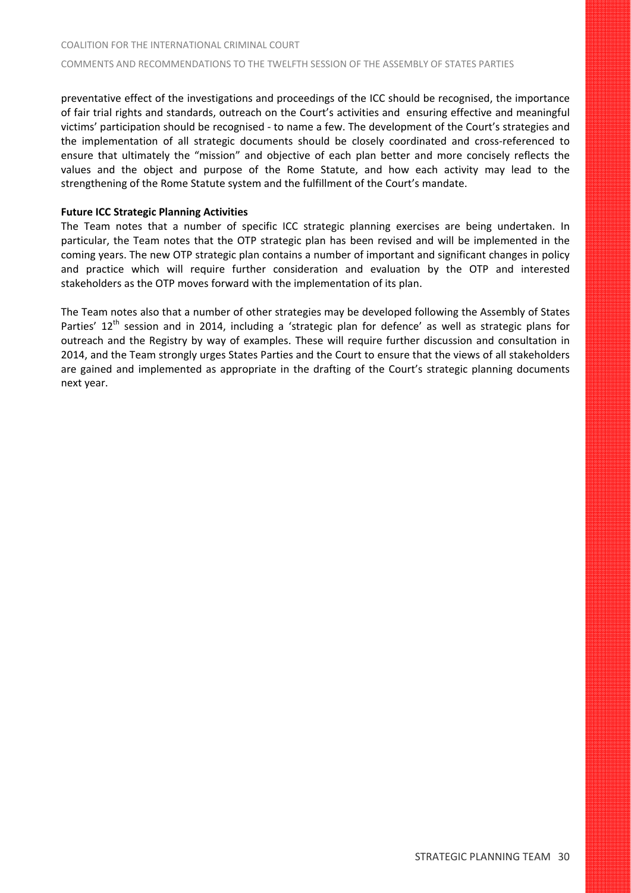preventative effect of the investigations and proceedings of the ICC should be recognised, the importance of fair trial rights and standards, outreach on the Court's activities and ensuring effective and meaningful victims' participation should be recognised - to name a few. The development of the Court's strategies and the implementation of all strategic documents should be closely coordinated and cross-referenced to ensure that ultimately the "mission" and objective of each plan better and more concisely reflects the values and the object and purpose of the Rome Statute, and how each activity may lead to the strengthening of the Rome Statute system and the fulfillment of the Court's mandate.

**Future ICC Strategic Planning Activities**

The Team notes that a number of specific ICC strategic planning exercises are being undertaken. In particular, the Team notes that the OTP strategic plan has been revised and will be implemented in the coming years. The new OTP strategic plan contains a number of important and significant changes in policy and practice which will require further consideration and evaluation by the OTP and interested stakeholders as the OTP moves forward with the implementation of its plan.

The Team notes also that a number of other strategies may be developed following the Assembly of States Parties' 12th session and in 2014, including a 'strategic plan for defence' as well as strategic plans for outreach and the Registry by way of examples. These will require further discussion and consultation in 2014, and the Team strongly urges States Parties and the Court to ensure that the views of all stakeholders are gained and implemented as appropriate in the drafting of the Court's strategic planning documents next year.